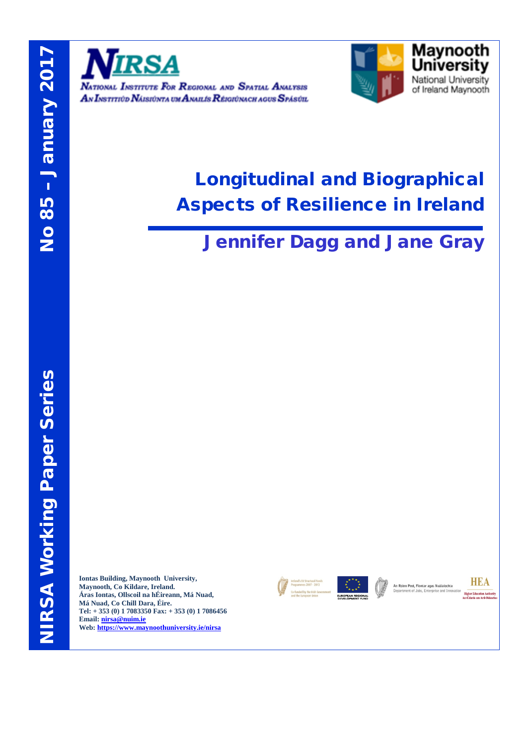No 85 – January 2017

NIRSA Working Paper Series

NIRSA

National Institute For Regional and Spatial Analysis

An Institiúid Náisiúnta um Anailís Réigiúnach agus Spásúil

Maynooth University

National University of Ireland Maynooth

# Longitudinal and Biographical Aspects of Resilience in Ireland

## Jennifer Dagg and Jane Gray

**Iontas Building, Maynooth University,**
**Maynooth, Co Kildare, Ireland.**
**Áras Iontas, Ollscoil na hÉireann, Má Nuad,**
**Má Nuad, Co Chill Dara, Éire.**
**Tel: + 353 (0) 1 7083350 Fax: + 353 (0) 1 7086456**
**Email: nirsa@nuim.ie**
**Web: https://www.maynoothuniversity.ie/nirsa**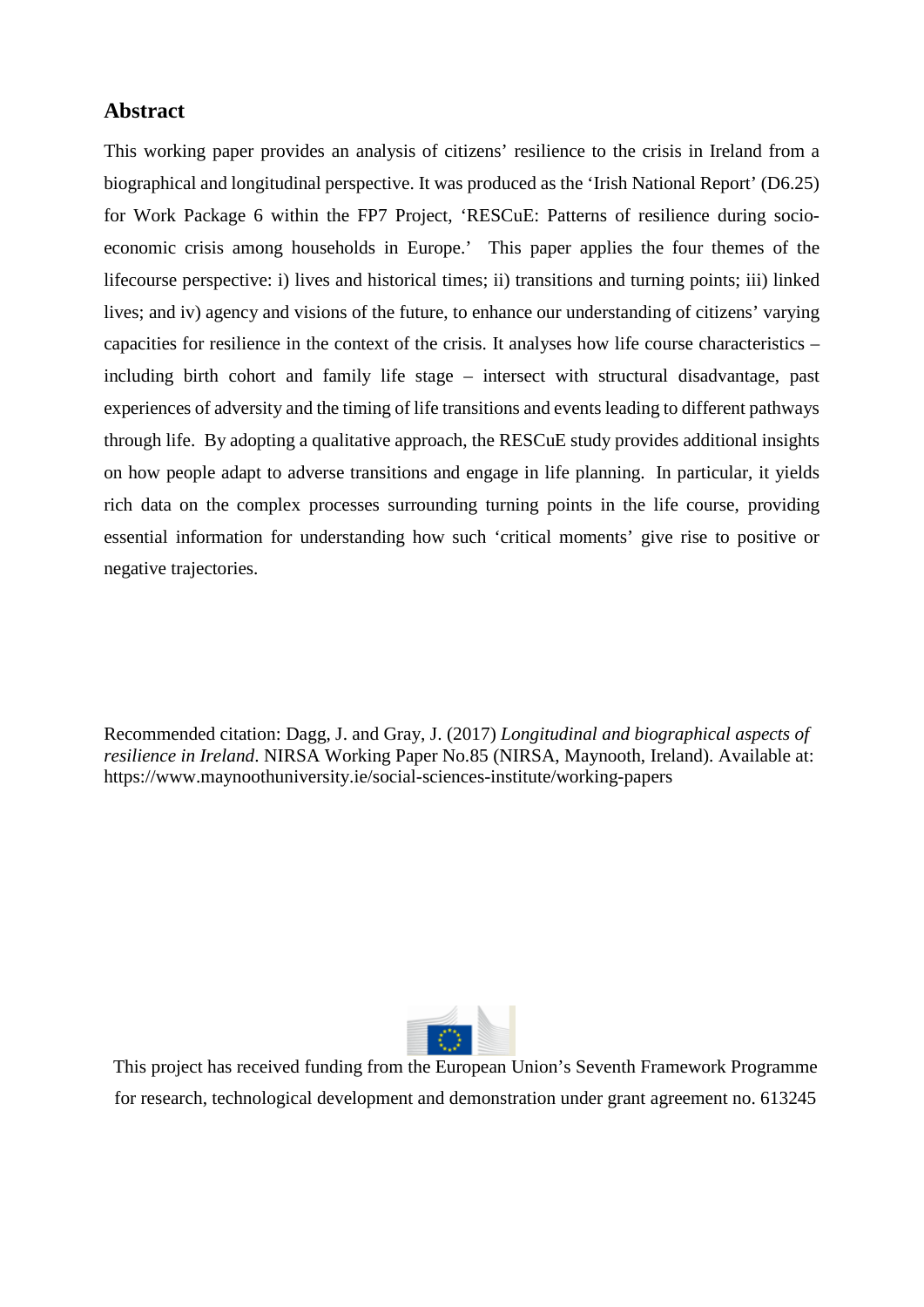## Abstract

This working paper provides an analysis of citizens' resilience to the crisis in Ireland from a biographical and longitudinal perspective. It was produced as the 'Irish National Report' (D6.25) for Work Package 6 within the FP7 Project, 'RESCuE: Patterns of resilience during socio-economic crisis among households in Europe.' This paper applies the four themes of the lifecourse perspective: i) lives and historical times; ii) transitions and turning points; iii) linked lives; and iv) agency and visions of the future, to enhance our understanding of citizens' varying capacities for resilience in the context of the crisis. It analyses how life course characteristics – including birth cohort and family life stage – intersect with structural disadvantage, past experiences of adversity and the timing of life transitions and events leading to different pathways through life. By adopting a qualitative approach, the RESCuE study provides additional insights on how people adapt to adverse transitions and engage in life planning. In particular, it yields rich data on the complex processes surrounding turning points in the life course, providing essential information for understanding how such 'critical moments' give rise to positive or negative trajectories.

Recommended citation: Dagg, J. and Gray, J. (2017) *Longitudinal and biographical aspects of resilience in Ireland*. NIRSA Working Paper No.85 (NIRSA, Maynooth, Ireland). Available at: https://www.maynoothuniversity.ie/social-sciences-institute/working-papers

This project has received funding from the European Union's Seventh Framework Programme for research, technological development and demonstration under grant agreement no. 613245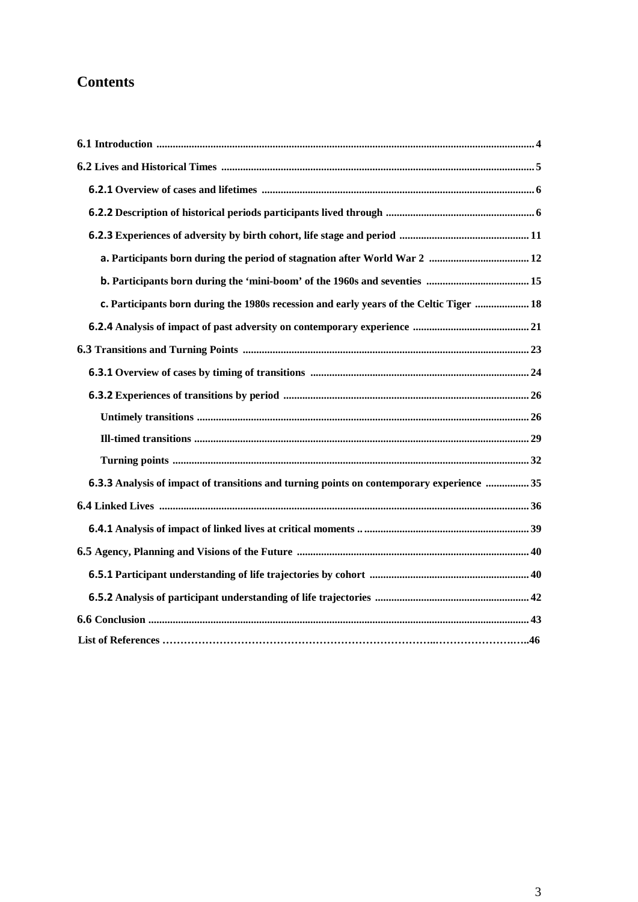# Contents

- **6.1 Introduction** .......... 4
- **6.2 Lives and Historical Times** .......... 5
    - **6.2.1 Overview of cases and lifetimes** .......... 6
    - **6.2.2 Description of historical periods participants lived through** .......... 6
    - **6.2.3 Experiences of adversity by birth cohort, life stage and period** .......... 11
        - **a. Participants born during the period of stagnation after World War 2** .......... 12
        - **b. Participants born during the 'mini-boom' of the 1960s and seventies** .......... 15
        - **c. Participants born during the 1980s recession and early years of the Celtic Tiger** .......... 18
    - **6.2.4 Analysis of impact of past adversity on contemporary experience** .......... 21
- **6.3 Transitions and Turning Points** .......... 23
    - **6.3.1 Overview of cases by timing of transitions** .......... 24
    - **6.3.2 Experiences of transitions by period** .......... 26
        - **Untimely transitions** .......... 26
        - **Ill-timed transitions** .......... 29
        - **Turning points** .......... 32
    - **6.3.3 Analysis of impact of transitions and turning points on contemporary experience** .......... 35
- **6.4 Linked Lives** .......... 36
    - **6.4.1 Analysis of impact of linked lives at critical moments** .......... 39
- **6.5 Agency, Planning and Visions of the Future** .......... 40
    - **6.5.1 Participant understanding of life trajectories by cohort** .......... 40
    - **6.5.2 Analysis of participant understanding of life trajectories** .......... 42
- **6.6 Conclusion** .......... 43
- **List of References** .......... 46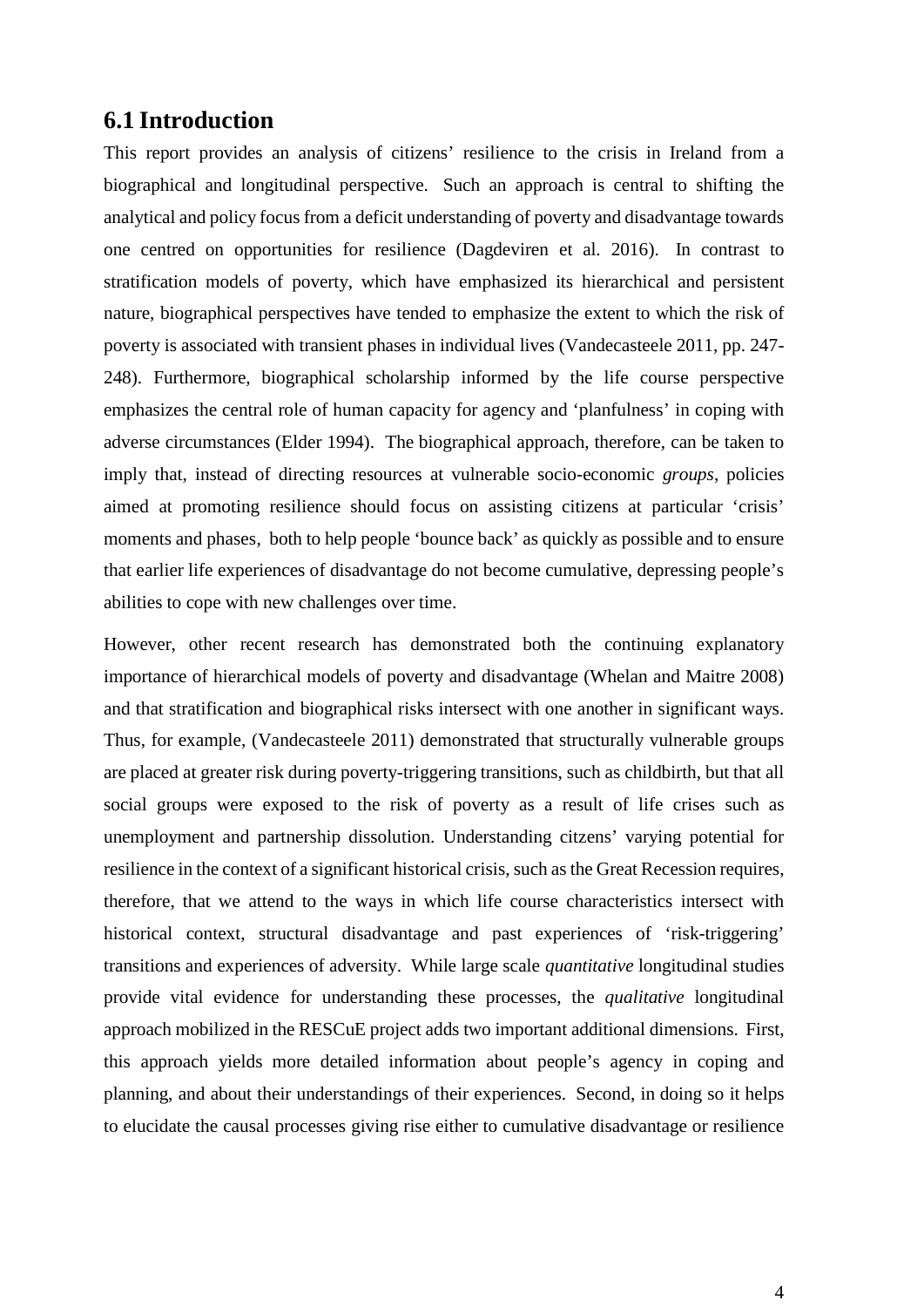## 6.1 Introduction

This report provides an analysis of citizens' resilience to the crisis in Ireland from a biographical and longitudinal perspective. Such an approach is central to shifting the analytical and policy focus from a deficit understanding of poverty and disadvantage towards one centred on opportunities for resilience (Dagdeviren et al. 2016). In contrast to stratification models of poverty, which have emphasized its hierarchical and persistent nature, biographical perspectives have tended to emphasize the extent to which the risk of poverty is associated with transient phases in individual lives (Vandecasteele 2011, pp. 247-248). Furthermore, biographical scholarship informed by the life course perspective emphasizes the central role of human capacity for agency and 'planfulness' in coping with adverse circumstances (Elder 1994). The biographical approach, therefore, can be taken to imply that, instead of directing resources at vulnerable socio-economic *groups*, policies aimed at promoting resilience should focus on assisting citizens at particular 'crisis' moments and phases, both to help people 'bounce back' as quickly as possible and to ensure that earlier life experiences of disadvantage do not become cumulative, depressing people's abilities to cope with new challenges over time.

However, other recent research has demonstrated both the continuing explanatory importance of hierarchical models of poverty and disadvantage (Whelan and Maitre 2008) and that stratification and biographical risks intersect with one another in significant ways. Thus, for example, (Vandecasteele 2011) demonstrated that structurally vulnerable groups are placed at greater risk during poverty-triggering transitions, such as childbirth, but that all social groups were exposed to the risk of poverty as a result of life crises such as unemployment and partnership dissolution. Understanding citzens' varying potential for resilience in the context of a significant historical crisis, such as the Great Recession requires, therefore, that we attend to the ways in which life course characteristics intersect with historical context, structural disadvantage and past experiences of 'risk-triggering' transitions and experiences of adversity. While large scale *quantitative* longitudinal studies provide vital evidence for understanding these processes, the *qualitative* longitudinal approach mobilized in the RESCuE project adds two important additional dimensions. First, this approach yields more detailed information about people's agency in coping and planning, and about their understandings of their experiences. Second, in doing so it helps to elucidate the causal processes giving rise either to cumulative disadvantage or resilience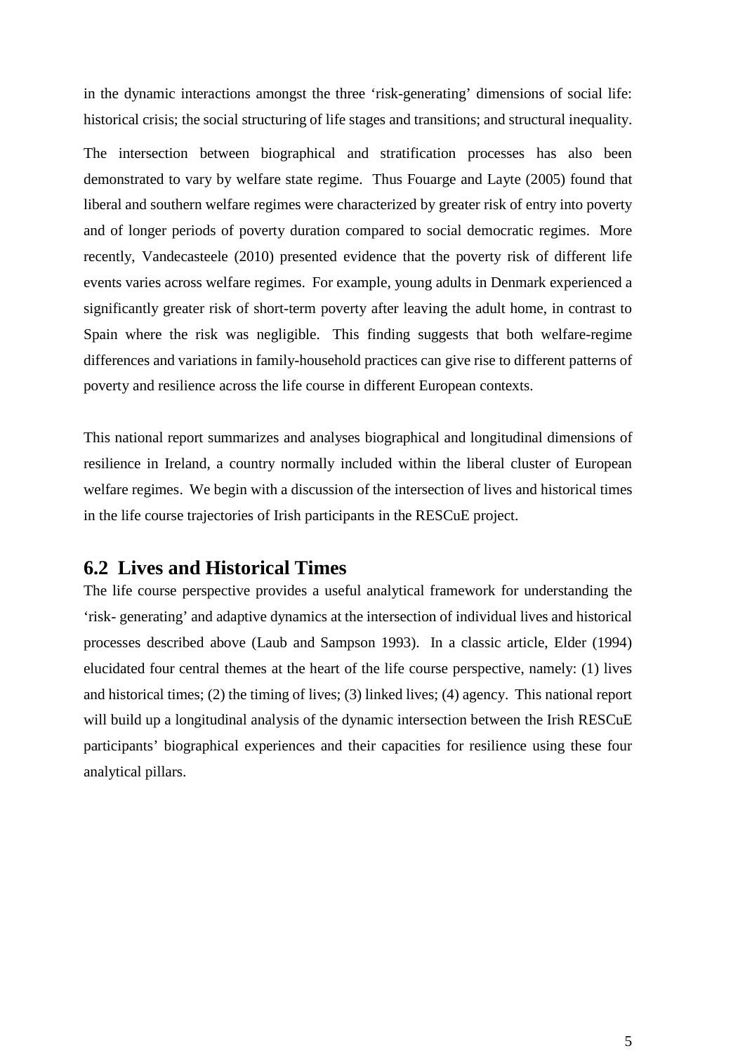in the dynamic interactions amongst the three 'risk-generating' dimensions of social life: historical crisis; the social structuring of life stages and transitions; and structural inequality.

The intersection between biographical and stratification processes has also been demonstrated to vary by welfare state regime. Thus Fouarge and Layte (2005) found that liberal and southern welfare regimes were characterized by greater risk of entry into poverty and of longer periods of poverty duration compared to social democratic regimes. More recently, Vandecasteele (2010) presented evidence that the poverty risk of different life events varies across welfare regimes. For example, young adults in Denmark experienced a significantly greater risk of short-term poverty after leaving the adult home, in contrast to Spain where the risk was negligible. This finding suggests that both welfare-regime differences and variations in family-household practices can give rise to different patterns of poverty and resilience across the life course in different European contexts.

This national report summarizes and analyses biographical and longitudinal dimensions of resilience in Ireland, a country normally included within the liberal cluster of European welfare regimes. We begin with a discussion of the intersection of lives and historical times in the life course trajectories of Irish participants in the RESCuE project.

## 6.2 Lives and Historical Times

The life course perspective provides a useful analytical framework for understanding the 'risk- generating' and adaptive dynamics at the intersection of individual lives and historical processes described above (Laub and Sampson 1993). In a classic article, Elder (1994) elucidated four central themes at the heart of the life course perspective, namely: (1) lives and historical times; (2) the timing of lives; (3) linked lives; (4) agency. This national report will build up a longitudinal analysis of the dynamic intersection between the Irish RESCuE participants' biographical experiences and their capacities for resilience using these four analytical pillars.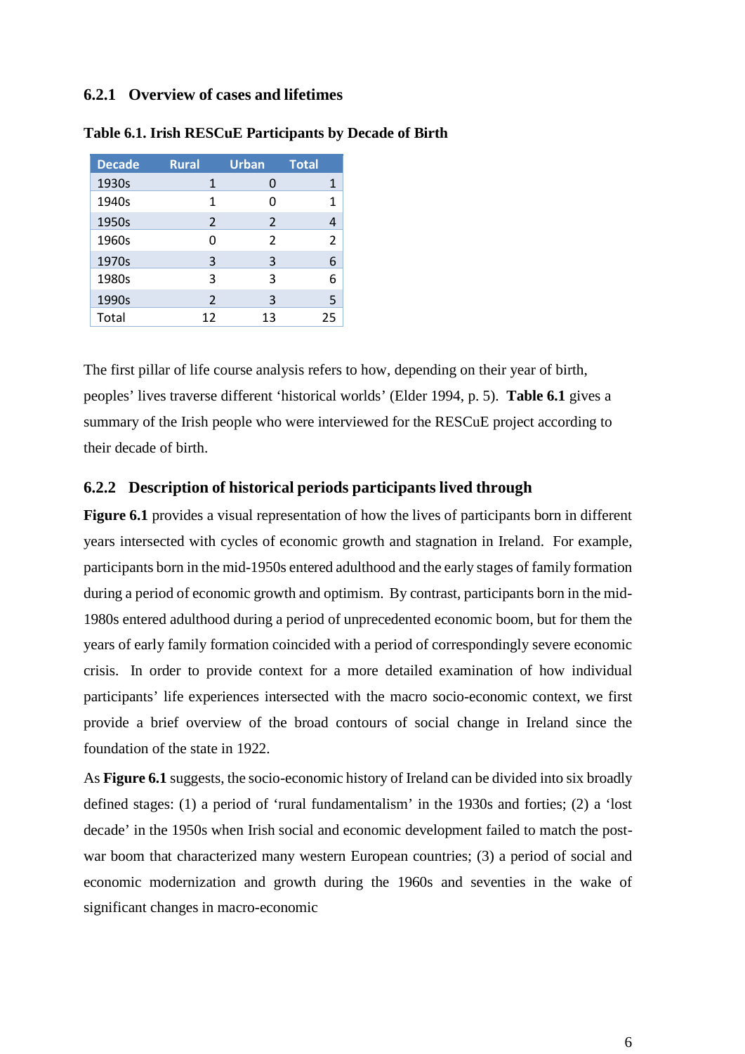### 6.2.1 Overview of cases and lifetimes

**Table 6.1. Irish RESCuE Participants by Decade of Birth**

| Decade | Rural | Urban | Total |
|---|---|---|---|
| 1930s | 1 | 0 | 1 |
| 1940s | 1 | 0 | 1 |
| 1950s | 2 | 2 | 4 |
| 1960s | 0 | 2 | 2 |
| 1970s | 3 | 3 | 6 |
| 1980s | 3 | 3 | 6 |
| 1990s | 2 | 3 | 5 |
| Total | 12 | 13 | 25 |

The first pillar of life course analysis refers to how, depending on their year of birth, peoples' lives traverse different 'historical worlds' (Elder 1994, p. 5). **Table 6.1** gives a summary of the Irish people who were interviewed for the RESCuE project according to their decade of birth.

### 6.2.2 Description of historical periods participants lived through

**Figure 6.1** provides a visual representation of how the lives of participants born in different years intersected with cycles of economic growth and stagnation in Ireland. For example, participants born in the mid-1950s entered adulthood and the early stages of family formation during a period of economic growth and optimism. By contrast, participants born in the mid-1980s entered adulthood during a period of unprecedented economic boom, but for them the years of early family formation coincided with a period of correspondingly severe economic crisis. In order to provide context for a more detailed examination of how individual participants' life experiences intersected with the macro socio-economic context, we first provide a brief overview of the broad contours of social change in Ireland since the foundation of the state in 1922.

As **Figure 6.1** suggests, the socio-economic history of Ireland can be divided into six broadly defined stages: (1) a period of 'rural fundamentalism' in the 1930s and forties; (2) a 'lost decade' in the 1950s when Irish social and economic development failed to match the post-war boom that characterized many western European countries; (3) a period of social and economic modernization and growth during the 1960s and seventies in the wake of significant changes in macro-economic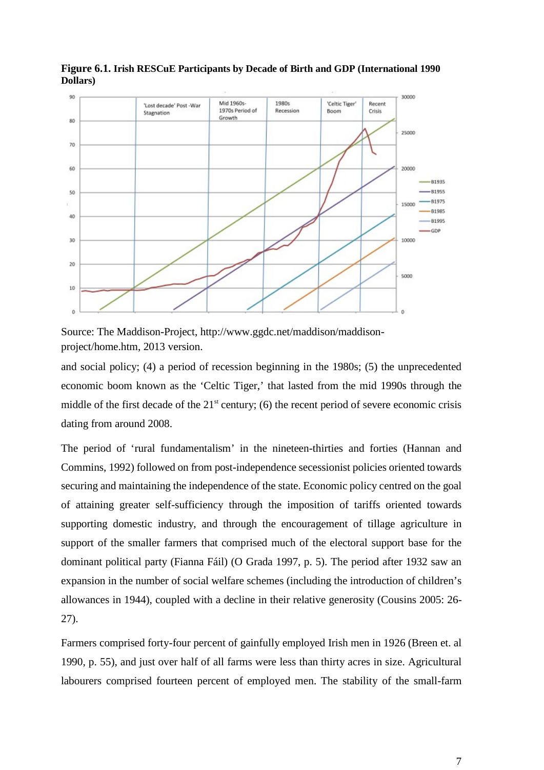**Figure 6.1. Irish RESCuE Participants by Decade of Birth and GDP (International 1990 Dollars)**

Source: The Maddison-Project, http://www.ggdc.net/maddison/maddison-project/home.htm, 2013 version.

and social policy; (4) a period of recession beginning in the 1980s; (5) the unprecedented economic boom known as the 'Celtic Tiger,' that lasted from the mid 1990s through the middle of the first decade of the 21st century; (6) the recent period of severe economic crisis dating from around 2008.

The period of 'rural fundamentalism' in the nineteen-thirties and forties (Hannan and Commins, 1992) followed on from post-independence secessionist policies oriented towards securing and maintaining the independence of the state. Economic policy centred on the goal of attaining greater self-sufficiency through the imposition of tariffs oriented towards supporting domestic industry, and through the encouragement of tillage agriculture in support of the smaller farmers that comprised much of the electoral support base for the dominant political party (Fianna Fáil) (O Grada 1997, p. 5). The period after 1932 saw an expansion in the number of social welfare schemes (including the introduction of children's allowances in 1944), coupled with a decline in their relative generosity (Cousins 2005: 26-27).

Farmers comprised forty-four percent of gainfully employed Irish men in 1926 (Breen et. al 1990, p. 55), and just over half of all farms were less than thirty acres in size. Agricultural labourers comprised fourteen percent of employed men. The stability of the small-farm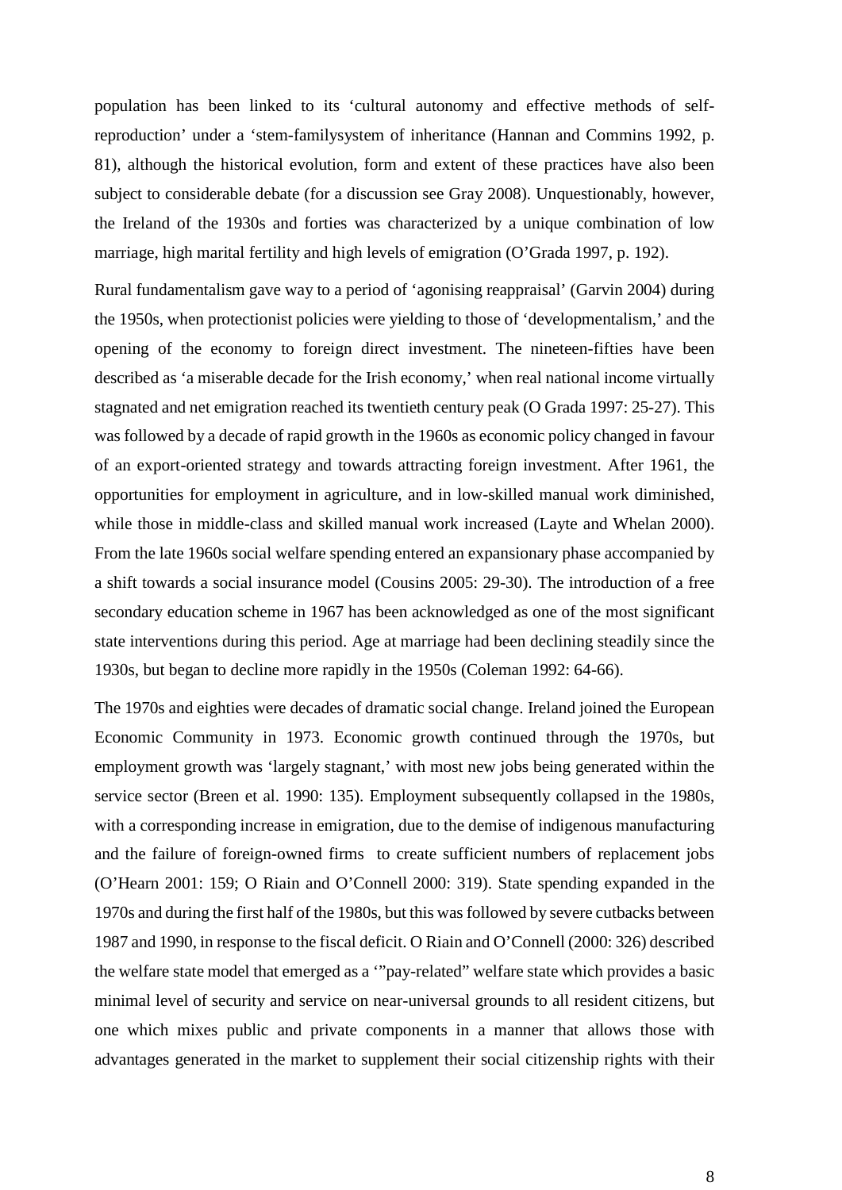population has been linked to its 'cultural autonomy and effective methods of self-reproduction' under a 'stem-familysystem of inheritance (Hannan and Commins 1992, p. 81), although the historical evolution, form and extent of these practices have also been subject to considerable debate (for a discussion see Gray 2008). Unquestionably, however, the Ireland of the 1930s and forties was characterized by a unique combination of low marriage, high marital fertility and high levels of emigration (O'Grada 1997, p. 192).

Rural fundamentalism gave way to a period of 'agonising reappraisal' (Garvin 2004) during the 1950s, when protectionist policies were yielding to those of 'developmentalism,' and the opening of the economy to foreign direct investment. The nineteen-fifties have been described as 'a miserable decade for the Irish economy,' when real national income virtually stagnated and net emigration reached its twentieth century peak (O Grada 1997: 25-27). This was followed by a decade of rapid growth in the 1960s as economic policy changed in favour of an export-oriented strategy and towards attracting foreign investment. After 1961, the opportunities for employment in agriculture, and in low-skilled manual work diminished, while those in middle-class and skilled manual work increased (Layte and Whelan 2000). From the late 1960s social welfare spending entered an expansionary phase accompanied by a shift towards a social insurance model (Cousins 2005: 29-30). The introduction of a free secondary education scheme in 1967 has been acknowledged as one of the most significant state interventions during this period. Age at marriage had been declining steadily since the 1930s, but began to decline more rapidly in the 1950s (Coleman 1992: 64-66).

The 1970s and eighties were decades of dramatic social change. Ireland joined the European Economic Community in 1973. Economic growth continued through the 1970s, but employment growth was 'largely stagnant,' with most new jobs being generated within the service sector (Breen et al. 1990: 135). Employment subsequently collapsed in the 1980s, with a corresponding increase in emigration, due to the demise of indigenous manufacturing and the failure of foreign-owned firms to create sufficient numbers of replacement jobs (O'Hearn 2001: 159; O Riain and O'Connell 2000: 319). State spending expanded in the 1970s and during the first half of the 1980s, but this was followed by severe cutbacks between 1987 and 1990, in response to the fiscal deficit. O Riain and O'Connell (2000: 326) described the welfare state model that emerged as a '"pay-related" welfare state which provides a basic minimal level of security and service on near-universal grounds to all resident citizens, but one which mixes public and private components in a manner that allows those with advantages generated in the market to supplement their social citizenship rights with their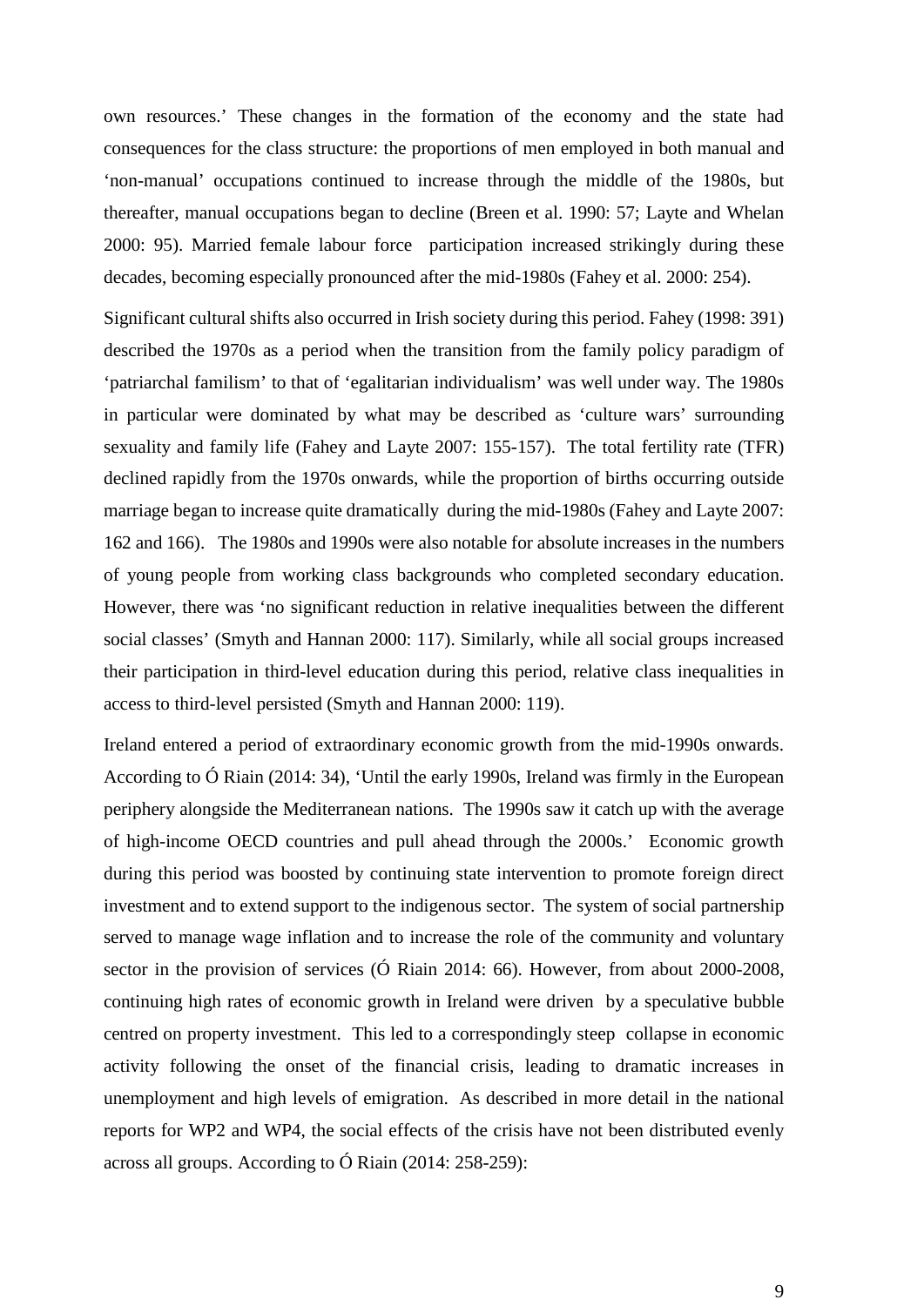own resources.' These changes in the formation of the economy and the state had consequences for the class structure: the proportions of men employed in both manual and 'non-manual' occupations continued to increase through the middle of the 1980s, but thereafter, manual occupations began to decline (Breen et al. 1990: 57; Layte and Whelan 2000: 95). Married female labour force participation increased strikingly during these decades, becoming especially pronounced after the mid-1980s (Fahey et al. 2000: 254).

Significant cultural shifts also occurred in Irish society during this period. Fahey (1998: 391) described the 1970s as a period when the transition from the family policy paradigm of 'patriarchal familism' to that of 'egalitarian individualism' was well under way. The 1980s in particular were dominated by what may be described as 'culture wars' surrounding sexuality and family life (Fahey and Layte 2007: 155-157). The total fertility rate (TFR) declined rapidly from the 1970s onwards, while the proportion of births occurring outside marriage began to increase quite dramatically during the mid-1980s (Fahey and Layte 2007: 162 and 166). The 1980s and 1990s were also notable for absolute increases in the numbers of young people from working class backgrounds who completed secondary education. However, there was 'no significant reduction in relative inequalities between the different social classes' (Smyth and Hannan 2000: 117). Similarly, while all social groups increased their participation in third-level education during this period, relative class inequalities in access to third-level persisted (Smyth and Hannan 2000: 119).

Ireland entered a period of extraordinary economic growth from the mid-1990s onwards. According to Ó Riain (2014: 34), 'Until the early 1990s, Ireland was firmly in the European periphery alongside the Mediterranean nations. The 1990s saw it catch up with the average of high-income OECD countries and pull ahead through the 2000s.' Economic growth during this period was boosted by continuing state intervention to promote foreign direct investment and to extend support to the indigenous sector. The system of social partnership served to manage wage inflation and to increase the role of the community and voluntary sector in the provision of services (Ó Riain 2014: 66). However, from about 2000-2008, continuing high rates of economic growth in Ireland were driven by a speculative bubble centred on property investment. This led to a correspondingly steep collapse in economic activity following the onset of the financial crisis, leading to dramatic increases in unemployment and high levels of emigration. As described in more detail in the national reports for WP2 and WP4, the social effects of the crisis have not been distributed evenly across all groups. According to Ó Riain (2014: 258-259):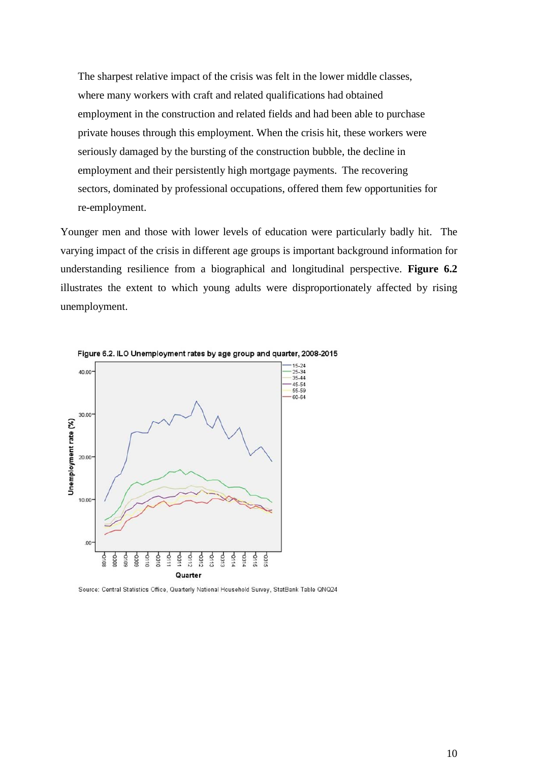> The sharpest relative impact of the crisis was felt in the lower middle classes, where many workers with craft and related qualifications had obtained employment in the construction and related fields and had been able to purchase private houses through this employment. When the crisis hit, these workers were seriously damaged by the bursting of the construction bubble, the decline in employment and their persistently high mortgage payments. The recovering sectors, dominated by professional occupations, offered them few opportunities for re-employment.

Younger men and those with lower levels of education were particularly badly hit. The varying impact of the crisis in different age groups is important background information for understanding resilience from a biographical and longitudinal perspective. **Figure 6.2** illustrates the extent to which young adults were disproportionately affected by rising unemployment.

Figure 6.2. ILO Unemployment rates by age group and quarter, 2008-2015

Source: Central Statistics Office, Quarterly National Household Survey, StatBank Table QNQ24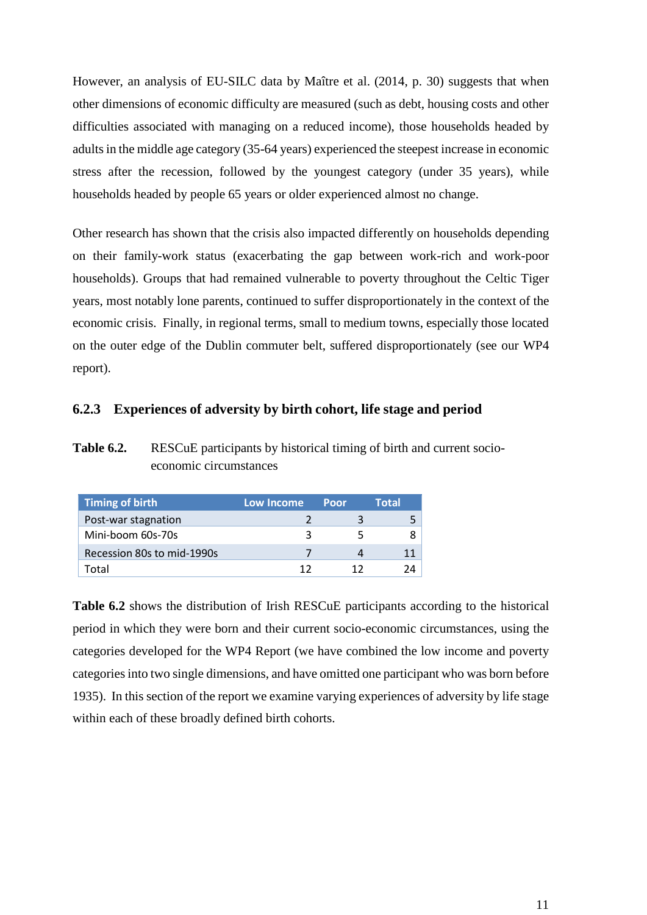However, an analysis of EU-SILC data by Maître et al. (2014, p. 30) suggests that when other dimensions of economic difficulty are measured (such as debt, housing costs and other difficulties associated with managing on a reduced income), those households headed by adults in the middle age category (35-64 years) experienced the steepest increase in economic stress after the recession, followed by the youngest category (under 35 years), while households headed by people 65 years or older experienced almost no change.

Other research has shown that the crisis also impacted differently on households depending on their family-work status (exacerbating the gap between work-rich and work-poor households). Groups that had remained vulnerable to poverty throughout the Celtic Tiger years, most notably lone parents, continued to suffer disproportionately in the context of the economic crisis. Finally, in regional terms, small to medium towns, especially those located on the outer edge of the Dublin commuter belt, suffered disproportionately (see our WP4 report).

### 6.2.3 Experiences of adversity by birth cohort, life stage and period

**Table 6.2.** RESCuE participants by historical timing of birth and current socio-economic circumstances

| Timing of birth | Low Income | Poor | Total |
|---|---|---|---|
| Post-war stagnation | 2 | 3 | 5 |
| Mini-boom 60s-70s | 3 | 5 | 8 |
| Recession 80s to mid-1990s | 7 | 4 | 11 |
| Total | 12 | 12 | 24 |

**Table 6.2** shows the distribution of Irish RESCuE participants according to the historical period in which they were born and their current socio-economic circumstances, using the categories developed for the WP4 Report (we have combined the low income and poverty categories into two single dimensions, and have omitted one participant who was born before 1935). In this section of the report we examine varying experiences of adversity by life stage within each of these broadly defined birth cohorts.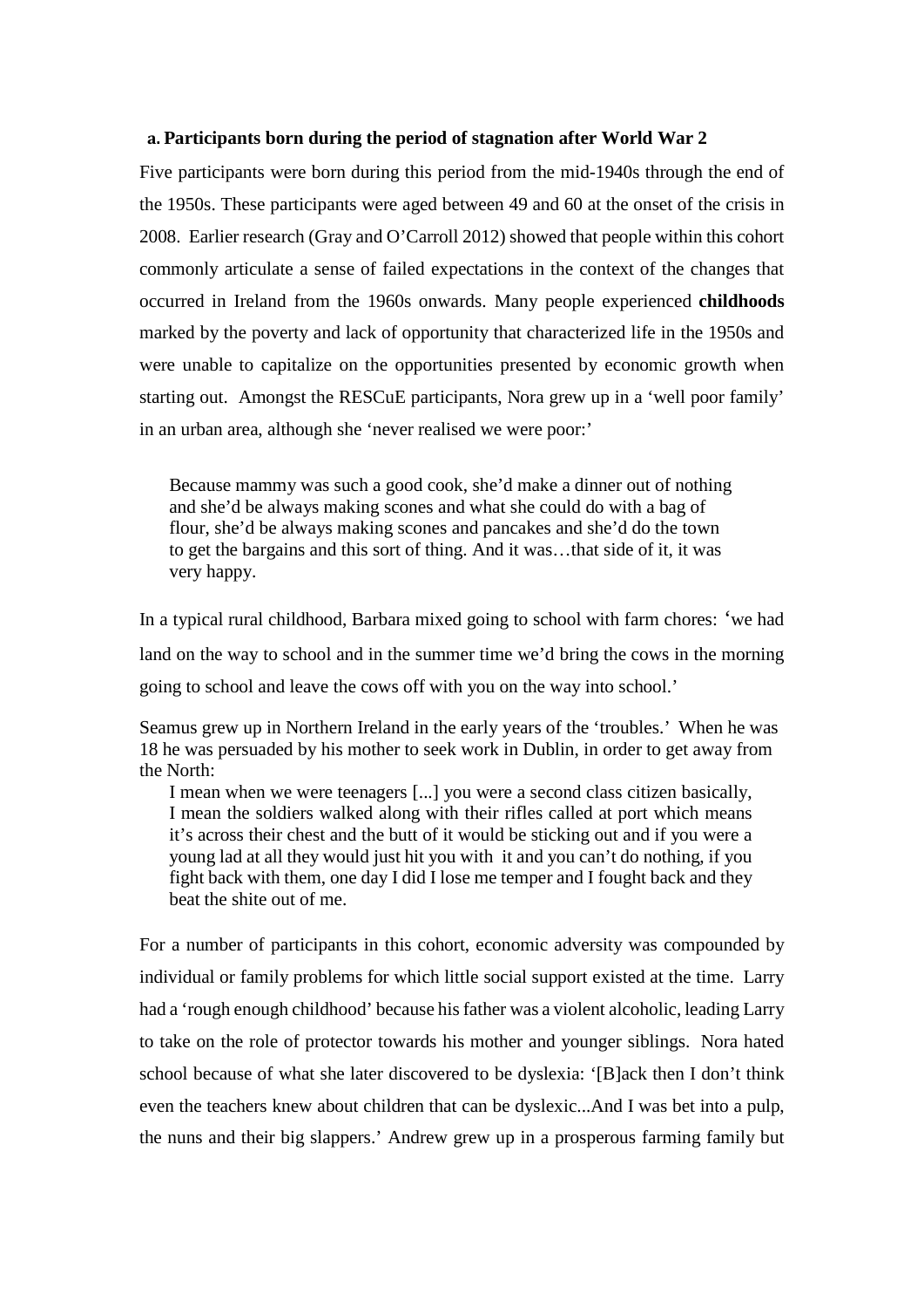**a. Participants born during the period of stagnation after World War 2**

Five participants were born during this period from the mid-1940s through the end of the 1950s. These participants were aged between 49 and 60 at the onset of the crisis in 2008. Earlier research (Gray and O'Carroll 2012) showed that people within this cohort commonly articulate a sense of failed expectations in the context of the changes that occurred in Ireland from the 1960s onwards. Many people experienced **childhoods** marked by the poverty and lack of opportunity that characterized life in the 1950s and were unable to capitalize on the opportunities presented by economic growth when starting out. Amongst the RESCuE participants, Nora grew up in a 'well poor family' in an urban area, although she 'never realised we were poor:'

> Because mammy was such a good cook, she'd make a dinner out of nothing and she'd be always making scones and what she could do with a bag of flour, she'd be always making scones and pancakes and she'd do the town to get the bargains and this sort of thing. And it was…that side of it, it was very happy.

In a typical rural childhood, Barbara mixed going to school with farm chores: 'we had land on the way to school and in the summer time we'd bring the cows in the morning going to school and leave the cows off with you on the way into school.'

Seamus grew up in Northern Ireland in the early years of the 'troubles.' When he was 18 he was persuaded by his mother to seek work in Dublin, in order to get away from the North:

> I mean when we were teenagers [...] you were a second class citizen basically, I mean the soldiers walked along with their rifles called at port which means it's across their chest and the butt of it would be sticking out and if you were a young lad at all they would just hit you with it and you can't do nothing, if you fight back with them, one day I did I lose me temper and I fought back and they beat the shite out of me.

For a number of participants in this cohort, economic adversity was compounded by individual or family problems for which little social support existed at the time. Larry had a 'rough enough childhood' because his father was a violent alcoholic, leading Larry to take on the role of protector towards his mother and younger siblings. Nora hated school because of what she later discovered to be dyslexia: '[B]ack then I don't think even the teachers knew about children that can be dyslexic...And I was bet into a pulp, the nuns and their big slappers.' Andrew grew up in a prosperous farming family but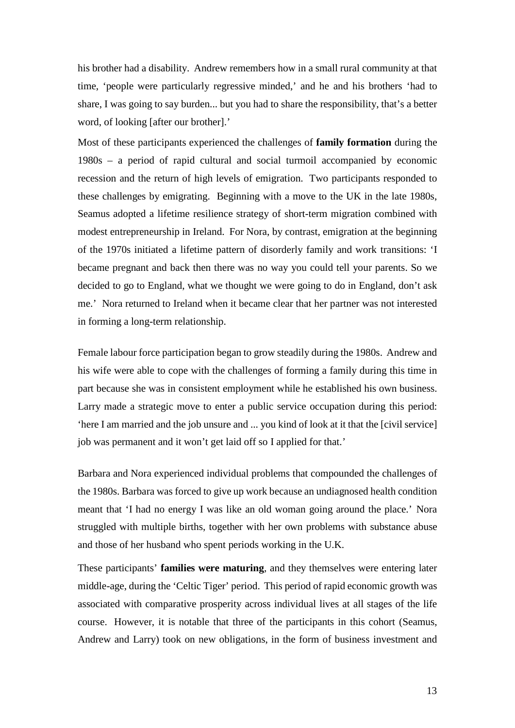his brother had a disability. Andrew remembers how in a small rural community at that time, 'people were particularly regressive minded,' and he and his brothers 'had to share, I was going to say burden... but you had to share the responsibility, that's a better word, of looking [after our brother].'

Most of these participants experienced the challenges of **family formation** during the 1980s – a period of rapid cultural and social turmoil accompanied by economic recession and the return of high levels of emigration. Two participants responded to these challenges by emigrating. Beginning with a move to the UK in the late 1980s, Seamus adopted a lifetime resilience strategy of short-term migration combined with modest entrepreneurship in Ireland. For Nora, by contrast, emigration at the beginning of the 1970s initiated a lifetime pattern of disorderly family and work transitions: 'I became pregnant and back then there was no way you could tell your parents. So we decided to go to England, what we thought we were going to do in England, don't ask me.' Nora returned to Ireland when it became clear that her partner was not interested in forming a long-term relationship.

Female labour force participation began to grow steadily during the 1980s. Andrew and his wife were able to cope with the challenges of forming a family during this time in part because she was in consistent employment while he established his own business. Larry made a strategic move to enter a public service occupation during this period: 'here I am married and the job unsure and ... you kind of look at it that the [civil service] job was permanent and it won't get laid off so I applied for that.'

Barbara and Nora experienced individual problems that compounded the challenges of the 1980s. Barbara was forced to give up work because an undiagnosed health condition meant that 'I had no energy I was like an old woman going around the place.' Nora struggled with multiple births, together with her own problems with substance abuse and those of her husband who spent periods working in the U.K.

These participants' **families were maturing**, and they themselves were entering later middle-age, during the 'Celtic Tiger' period. This period of rapid economic growth was associated with comparative prosperity across individual lives at all stages of the life course. However, it is notable that three of the participants in this cohort (Seamus, Andrew and Larry) took on new obligations, in the form of business investment and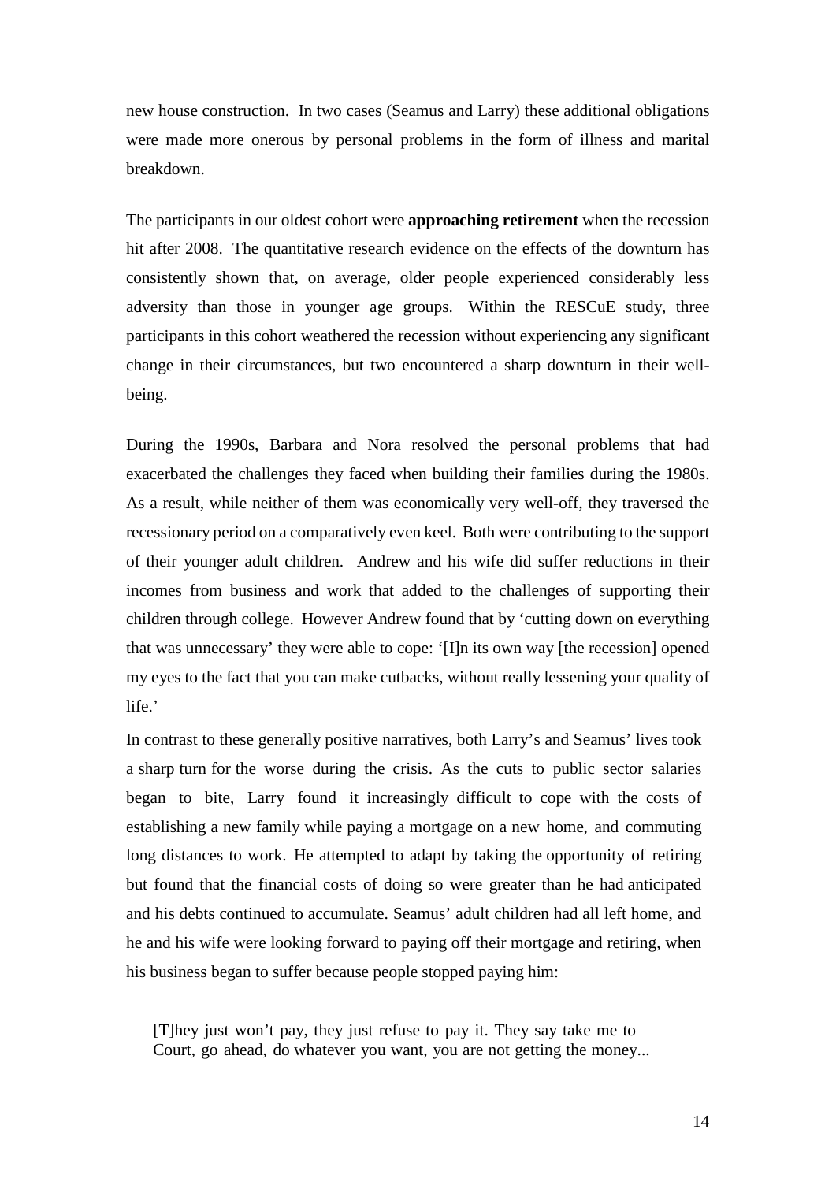new house construction. In two cases (Seamus and Larry) these additional obligations were made more onerous by personal problems in the form of illness and marital breakdown.

The participants in our oldest cohort were **approaching retirement** when the recession hit after 2008. The quantitative research evidence on the effects of the downturn has consistently shown that, on average, older people experienced considerably less adversity than those in younger age groups. Within the RESCuE study, three participants in this cohort weathered the recession without experiencing any significant change in their circumstances, but two encountered a sharp downturn in their well-being.

During the 1990s, Barbara and Nora resolved the personal problems that had exacerbated the challenges they faced when building their families during the 1980s. As a result, while neither of them was economically very well-off, they traversed the recessionary period on a comparatively even keel. Both were contributing to the support of their younger adult children. Andrew and his wife did suffer reductions in their incomes from business and work that added to the challenges of supporting their children through college. However Andrew found that by 'cutting down on everything that was unnecessary' they were able to cope: '[I]n its own way [the recession] opened my eyes to the fact that you can make cutbacks, without really lessening your quality of life.'

In contrast to these generally positive narratives, both Larry's and Seamus' lives took a sharp turn for the worse during the crisis. As the cuts to public sector salaries began to bite, Larry found it increasingly difficult to cope with the costs of establishing a new family while paying a mortgage on a new home, and commuting long distances to work. He attempted to adapt by taking the opportunity of retiring but found that the financial costs of doing so were greater than he had anticipated and his debts continued to accumulate. Seamus' adult children had all left home, and he and his wife were looking forward to paying off their mortgage and retiring, when his business began to suffer because people stopped paying him:

> [T]hey just won't pay, they just refuse to pay it. They say take me to Court, go ahead, do whatever you want, you are not getting the money...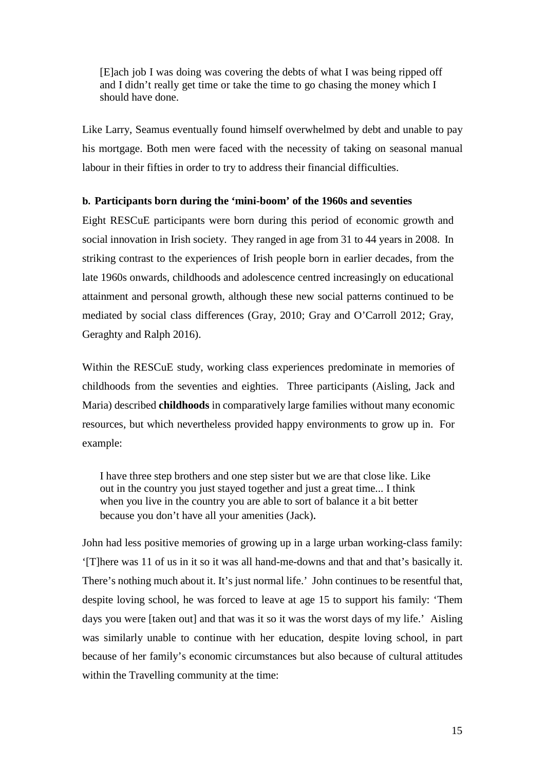> [E]ach job I was doing was covering the debts of what I was being ripped off and I didn't really get time or take the time to go chasing the money which I should have done.

Like Larry, Seamus eventually found himself overwhelmed by debt and unable to pay his mortgage. Both men were faced with the necessity of taking on seasonal manual labour in their fifties in order to try to address their financial difficulties.

#### b. Participants born during the 'mini-boom' of the 1960s and seventies

Eight RESCuE participants were born during this period of economic growth and social innovation in Irish society. They ranged in age from 31 to 44 years in 2008. In striking contrast to the experiences of Irish people born in earlier decades, from the late 1960s onwards, childhoods and adolescence centred increasingly on educational attainment and personal growth, although these new social patterns continued to be mediated by social class differences (Gray, 2010; Gray and O'Carroll 2012; Gray, Geraghty and Ralph 2016).

Within the RESCuE study, working class experiences predominate in memories of childhoods from the seventies and eighties. Three participants (Aisling, Jack and Maria) described **childhoods** in comparatively large families without many economic resources, but which nevertheless provided happy environments to grow up in. For example:

> I have three step brothers and one step sister but we are that close like. Like out in the country you just stayed together and just a great time... I think when you live in the country you are able to sort of balance it a bit better because you don't have all your amenities (Jack).

John had less positive memories of growing up in a large urban working-class family: '[T]here was 11 of us in it so it was all hand-me-downs and that and that's basically it. There's nothing much about it. It's just normal life.' John continues to be resentful that, despite loving school, he was forced to leave at age 15 to support his family: 'Them days you were [taken out] and that was it so it was the worst days of my life.' Aisling was similarly unable to continue with her education, despite loving school, in part because of her family's economic circumstances but also because of cultural attitudes within the Travelling community at the time: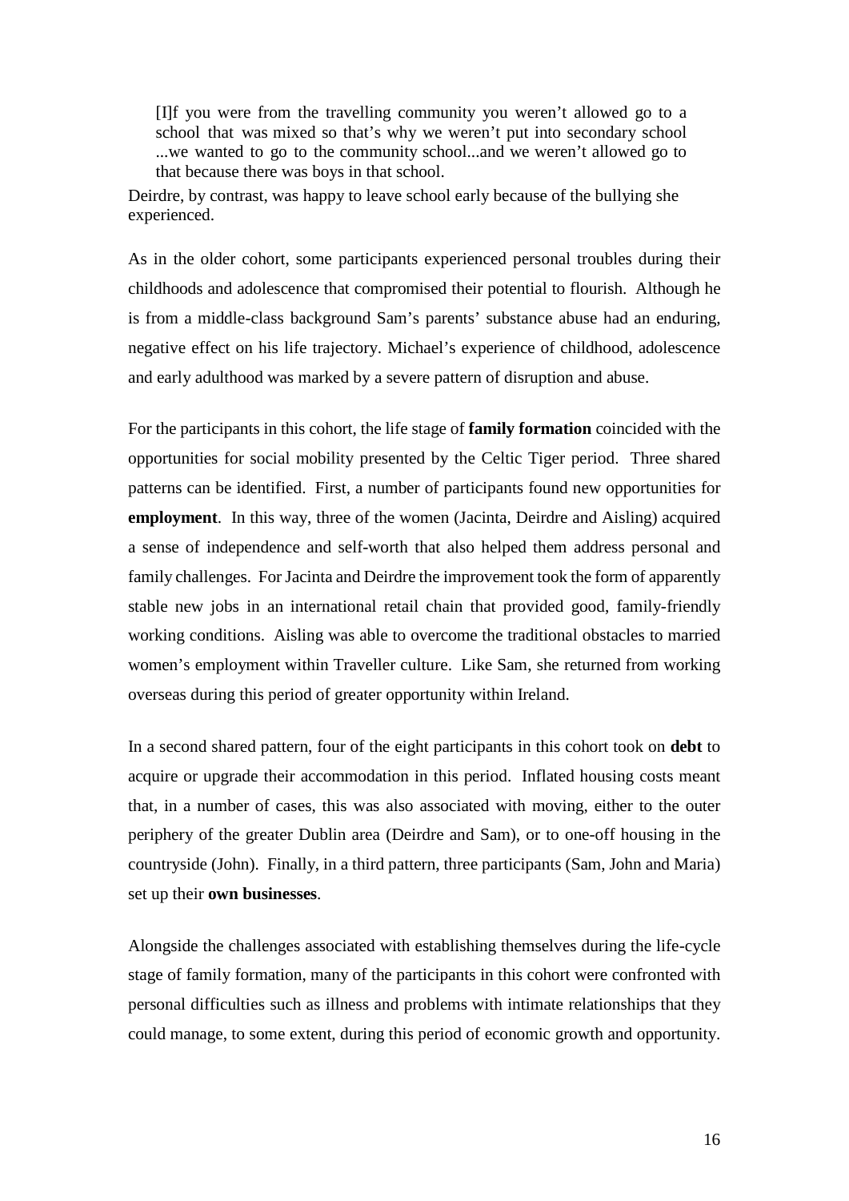> [I]f you were from the travelling community you weren't allowed go to a school that was mixed so that's why we weren't put into secondary school ...we wanted to go to the community school...and we weren't allowed go to that because there was boys in that school.

Deirdre, by contrast, was happy to leave school early because of the bullying she experienced.

As in the older cohort, some participants experienced personal troubles during their childhoods and adolescence that compromised their potential to flourish. Although he is from a middle-class background Sam's parents' substance abuse had an enduring, negative effect on his life trajectory. Michael's experience of childhood, adolescence and early adulthood was marked by a severe pattern of disruption and abuse.

For the participants in this cohort, the life stage of **family formation** coincided with the opportunities for social mobility presented by the Celtic Tiger period. Three shared patterns can be identified. First, a number of participants found new opportunities for **employment**. In this way, three of the women (Jacinta, Deirdre and Aisling) acquired a sense of independence and self-worth that also helped them address personal and family challenges. For Jacinta and Deirdre the improvement took the form of apparently stable new jobs in an international retail chain that provided good, family-friendly working conditions. Aisling was able to overcome the traditional obstacles to married women's employment within Traveller culture. Like Sam, she returned from working overseas during this period of greater opportunity within Ireland.

In a second shared pattern, four of the eight participants in this cohort took on **debt** to acquire or upgrade their accommodation in this period. Inflated housing costs meant that, in a number of cases, this was also associated with moving, either to the outer periphery of the greater Dublin area (Deirdre and Sam), or to one-off housing in the countryside (John). Finally, in a third pattern, three participants (Sam, John and Maria) set up their **own businesses**.

Alongside the challenges associated with establishing themselves during the life-cycle stage of family formation, many of the participants in this cohort were confronted with personal difficulties such as illness and problems with intimate relationships that they could manage, to some extent, during this period of economic growth and opportunity.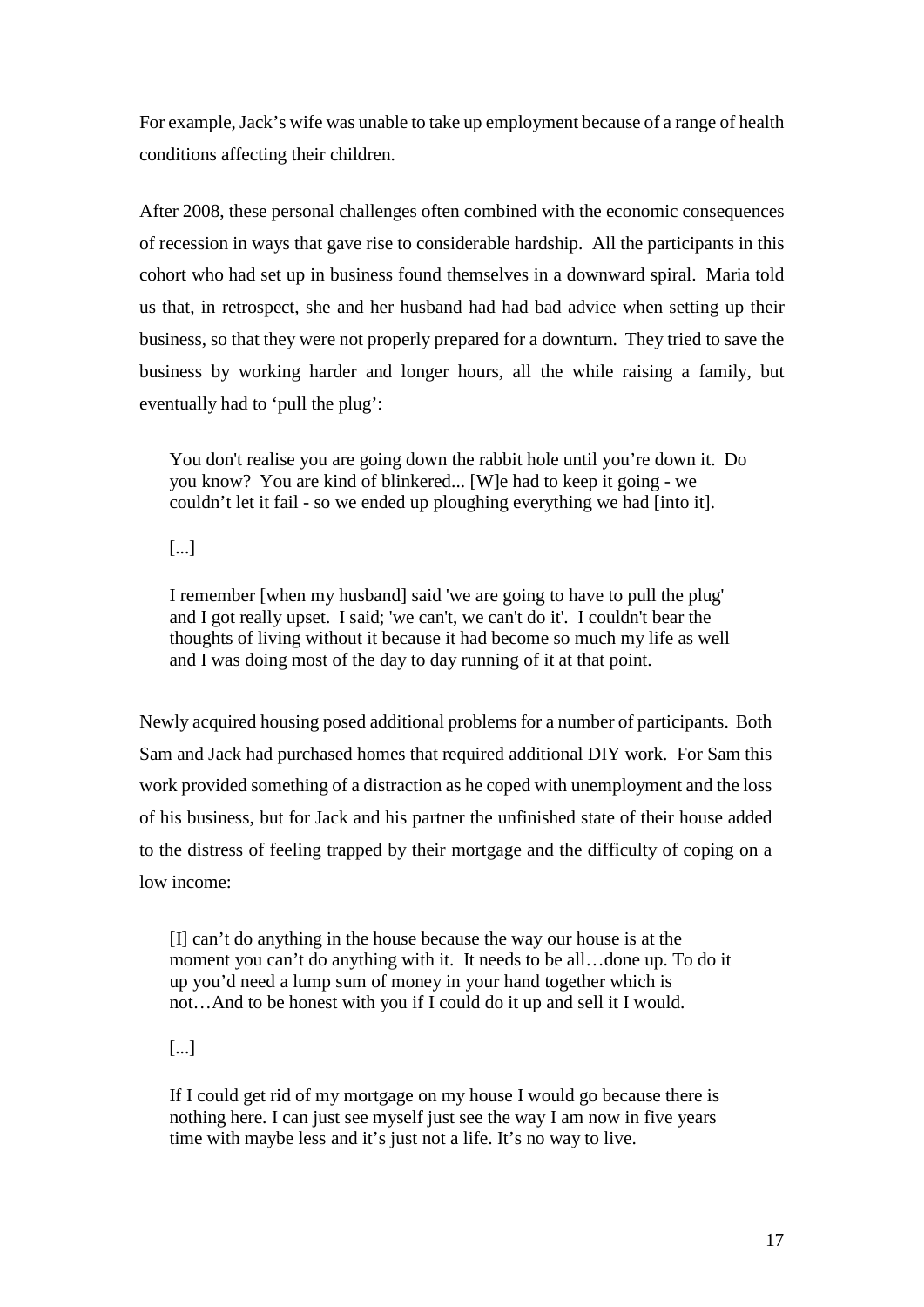For example, Jack's wife was unable to take up employment because of a range of health conditions affecting their children.

After 2008, these personal challenges often combined with the economic consequences of recession in ways that gave rise to considerable hardship. All the participants in this cohort who had set up in business found themselves in a downward spiral. Maria told us that, in retrospect, she and her husband had had bad advice when setting up their business, so that they were not properly prepared for a downturn. They tried to save the business by working harder and longer hours, all the while raising a family, but eventually had to 'pull the plug':

> You don't realise you are going down the rabbit hole until you're down it. Do you know? You are kind of blinkered... [W]e had to keep it going - we couldn't let it fail - so we ended up ploughing everything we had [into it].
>
> [...]
>
> I remember [when my husband] said 'we are going to have to pull the plug' and I got really upset. I said; 'we can't, we can't do it'. I couldn't bear the thoughts of living without it because it had become so much my life as well and I was doing most of the day to day running of it at that point.

Newly acquired housing posed additional problems for a number of participants. Both Sam and Jack had purchased homes that required additional DIY work. For Sam this work provided something of a distraction as he coped with unemployment and the loss of his business, but for Jack and his partner the unfinished state of their house added to the distress of feeling trapped by their mortgage and the difficulty of coping on a low income:

> [I] can't do anything in the house because the way our house is at the moment you can't do anything with it. It needs to be all…done up. To do it up you'd need a lump sum of money in your hand together which is not…And to be honest with you if I could do it up and sell it I would.
>
> [...]
>
> If I could get rid of my mortgage on my house I would go because there is nothing here. I can just see myself just see the way I am now in five years time with maybe less and it's just not a life. It's no way to live.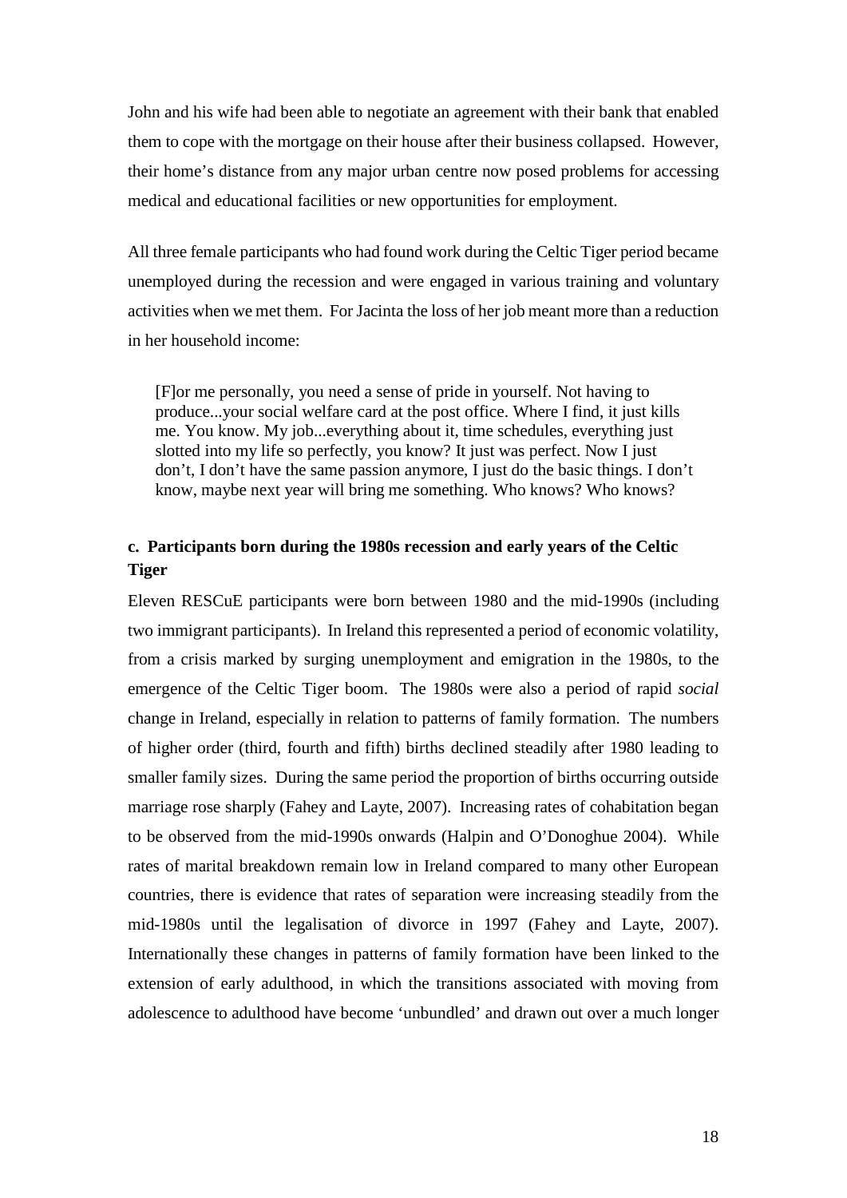John and his wife had been able to negotiate an agreement with their bank that enabled them to cope with the mortgage on their house after their business collapsed. However, their home's distance from any major urban centre now posed problems for accessing medical and educational facilities or new opportunities for employment.

All three female participants who had found work during the Celtic Tiger period became unemployed during the recession and were engaged in various training and voluntary activities when we met them. For Jacinta the loss of her job meant more than a reduction in her household income:

> [F]or me personally, you need a sense of pride in yourself. Not having to produce...your social welfare card at the post office. Where I find, it just kills me. You know. My job...everything about it, time schedules, everything just slotted into my life so perfectly, you know? It just was perfect. Now I just don't, I don't have the same passion anymore, I just do the basic things. I don't know, maybe next year will bring me something. Who knows? Who knows?

### c. Participants born during the 1980s recession and early years of the Celtic Tiger

Eleven RESCuE participants were born between 1980 and the mid-1990s (including two immigrant participants). In Ireland this represented a period of economic volatility, from a crisis marked by surging unemployment and emigration in the 1980s, to the emergence of the Celtic Tiger boom. The 1980s were also a period of rapid *social* change in Ireland, especially in relation to patterns of family formation. The numbers of higher order (third, fourth and fifth) births declined steadily after 1980 leading to smaller family sizes. During the same period the proportion of births occurring outside marriage rose sharply (Fahey and Layte, 2007). Increasing rates of cohabitation began to be observed from the mid-1990s onwards (Halpin and O'Donoghue 2004). While rates of marital breakdown remain low in Ireland compared to many other European countries, there is evidence that rates of separation were increasing steadily from the mid-1980s until the legalisation of divorce in 1997 (Fahey and Layte, 2007). Internationally these changes in patterns of family formation have been linked to the extension of early adulthood, in which the transitions associated with moving from adolescence to adulthood have become 'unbundled' and drawn out over a much longer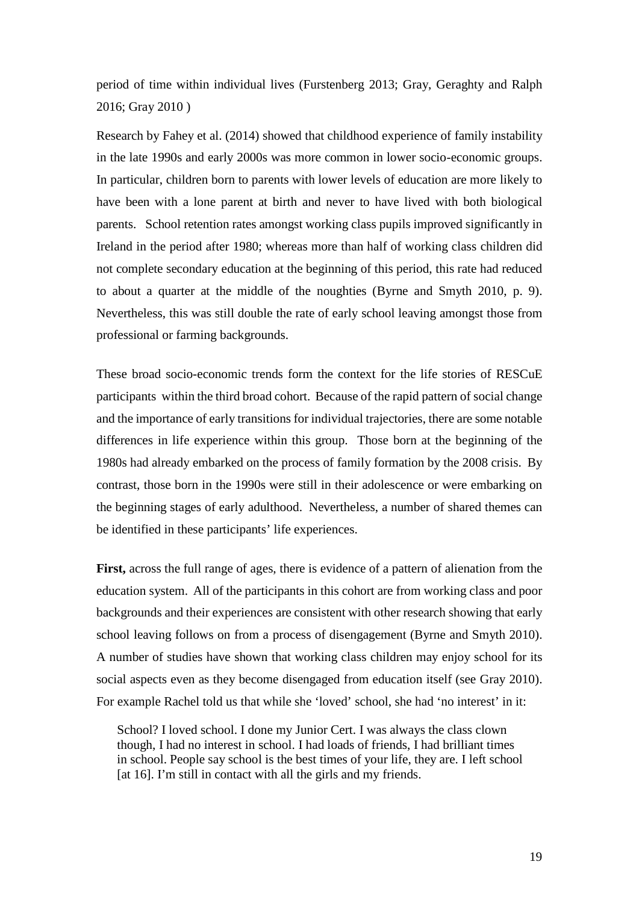period of time within individual lives (Furstenberg 2013; Gray, Geraghty and Ralph 2016; Gray 2010 )

Research by Fahey et al. (2014) showed that childhood experience of family instability in the late 1990s and early 2000s was more common in lower socio-economic groups. In particular, children born to parents with lower levels of education are more likely to have been with a lone parent at birth and never to have lived with both biological parents. School retention rates amongst working class pupils improved significantly in Ireland in the period after 1980; whereas more than half of working class children did not complete secondary education at the beginning of this period, this rate had reduced to about a quarter at the middle of the noughties (Byrne and Smyth 2010, p. 9). Nevertheless, this was still double the rate of early school leaving amongst those from professional or farming backgrounds.

These broad socio-economic trends form the context for the life stories of RESCuE participants within the third broad cohort. Because of the rapid pattern of social change and the importance of early transitions for individual trajectories, there are some notable differences in life experience within this group. Those born at the beginning of the 1980s had already embarked on the process of family formation by the 2008 crisis. By contrast, those born in the 1990s were still in their adolescence or were embarking on the beginning stages of early adulthood. Nevertheless, a number of shared themes can be identified in these participants' life experiences.

**First,** across the full range of ages, there is evidence of a pattern of alienation from the education system. All of the participants in this cohort are from working class and poor backgrounds and their experiences are consistent with other research showing that early school leaving follows on from a process of disengagement (Byrne and Smyth 2010). A number of studies have shown that working class children may enjoy school for its social aspects even as they become disengaged from education itself (see Gray 2010). For example Rachel told us that while she 'loved' school, she had 'no interest' in it:

> School? I loved school. I done my Junior Cert. I was always the class clown though, I had no interest in school. I had loads of friends, I had brilliant times in school. People say school is the best times of your life, they are. I left school [at 16]. I'm still in contact with all the girls and my friends.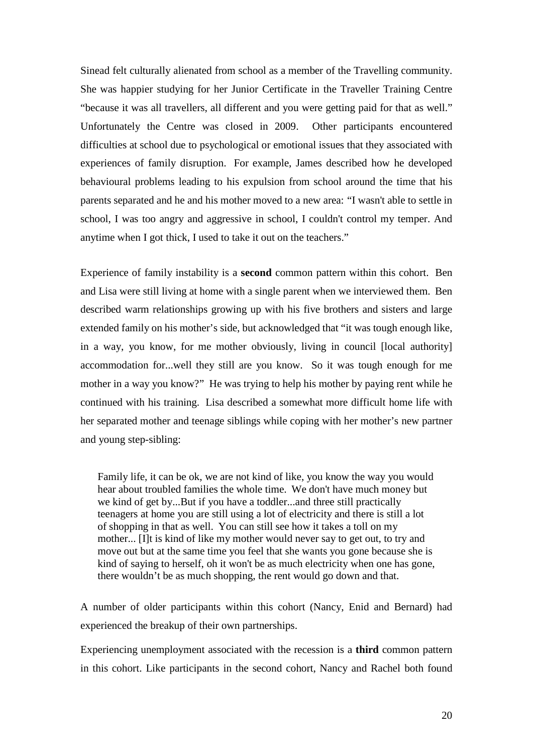Sinead felt culturally alienated from school as a member of the Travelling community. She was happier studying for her Junior Certificate in the Traveller Training Centre "because it was all travellers, all different and you were getting paid for that as well." Unfortunately the Centre was closed in 2009. Other participants encountered difficulties at school due to psychological or emotional issues that they associated with experiences of family disruption. For example, James described how he developed behavioural problems leading to his expulsion from school around the time that his parents separated and he and his mother moved to a new area: "I wasn't able to settle in school, I was too angry and aggressive in school, I couldn't control my temper. And anytime when I got thick, I used to take it out on the teachers."

Experience of family instability is a **second** common pattern within this cohort. Ben and Lisa were still living at home with a single parent when we interviewed them. Ben described warm relationships growing up with his five brothers and sisters and large extended family on his mother's side, but acknowledged that "it was tough enough like, in a way, you know, for me mother obviously, living in council [local authority] accommodation for...well they still are you know. So it was tough enough for me mother in a way you know?" He was trying to help his mother by paying rent while he continued with his training. Lisa described a somewhat more difficult home life with her separated mother and teenage siblings while coping with her mother's new partner and young step-sibling:

> Family life, it can be ok, we are not kind of like, you know the way you would hear about troubled families the whole time. We don't have much money but we kind of get by...But if you have a toddler...and three still practically teenagers at home you are still using a lot of electricity and there is still a lot of shopping in that as well. You can still see how it takes a toll on my mother... [I]t is kind of like my mother would never say to get out, to try and move out but at the same time you feel that she wants you gone because she is kind of saying to herself, oh it won't be as much electricity when one has gone, there wouldn't be as much shopping, the rent would go down and that.

A number of older participants within this cohort (Nancy, Enid and Bernard) had experienced the breakup of their own partnerships.

Experiencing unemployment associated with the recession is a **third** common pattern in this cohort. Like participants in the second cohort, Nancy and Rachel both found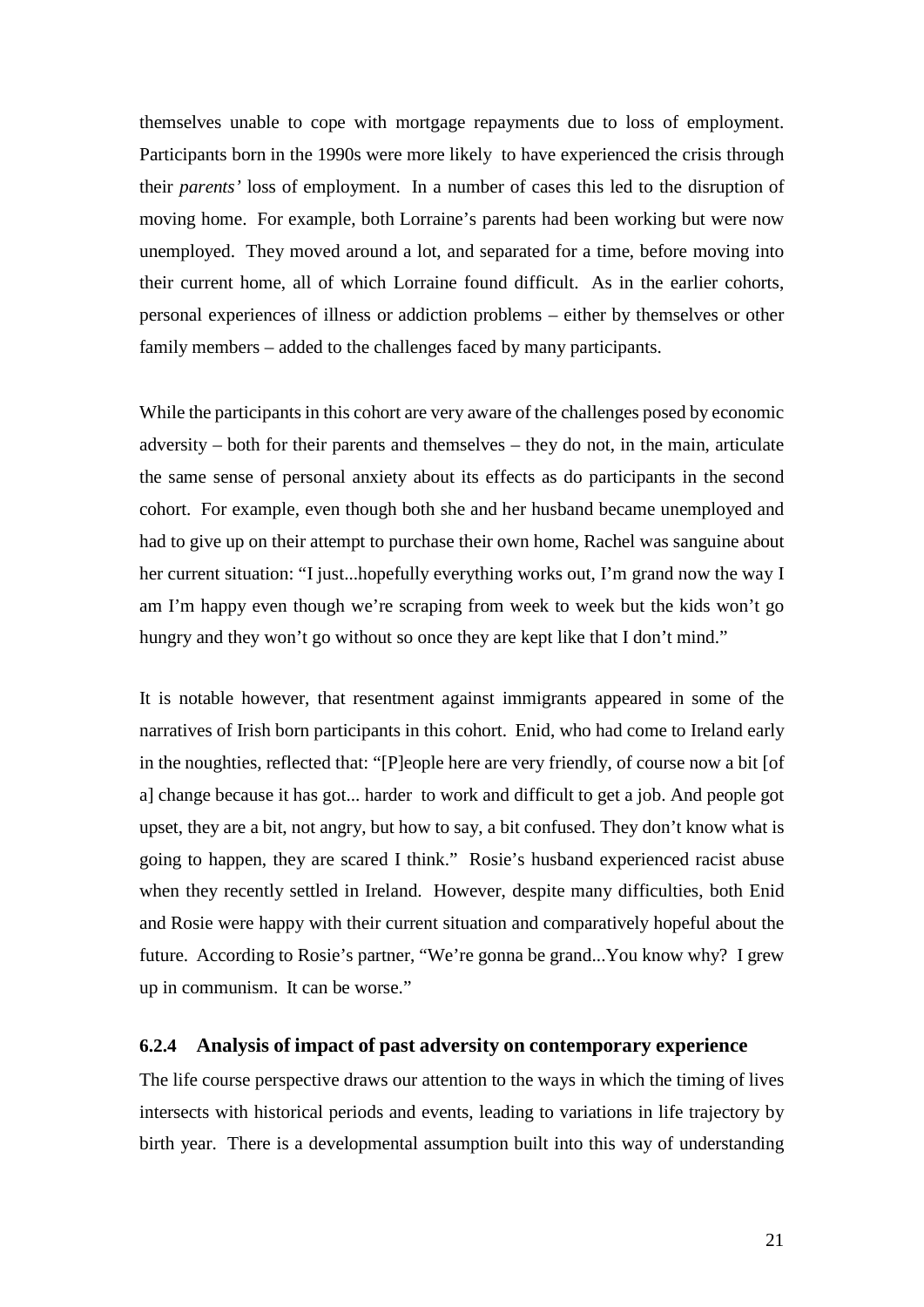themselves unable to cope with mortgage repayments due to loss of employment. Participants born in the 1990s were more likely to have experienced the crisis through their *parents'* loss of employment. In a number of cases this led to the disruption of moving home. For example, both Lorraine's parents had been working but were now unemployed. They moved around a lot, and separated for a time, before moving into their current home, all of which Lorraine found difficult. As in the earlier cohorts, personal experiences of illness or addiction problems – either by themselves or other family members – added to the challenges faced by many participants.

While the participants in this cohort are very aware of the challenges posed by economic adversity – both for their parents and themselves – they do not, in the main, articulate the same sense of personal anxiety about its effects as do participants in the second cohort. For example, even though both she and her husband became unemployed and had to give up on their attempt to purchase their own home, Rachel was sanguine about her current situation: "I just...hopefully everything works out, I'm grand now the way I am I'm happy even though we're scraping from week to week but the kids won't go hungry and they won't go without so once they are kept like that I don't mind."

It is notable however, that resentment against immigrants appeared in some of the narratives of Irish born participants in this cohort. Enid, who had come to Ireland early in the noughties, reflected that: "[P]eople here are very friendly, of course now a bit [of a] change because it has got... harder to work and difficult to get a job. And people got upset, they are a bit, not angry, but how to say, a bit confused. They don't know what is going to happen, they are scared I think." Rosie's husband experienced racist abuse when they recently settled in Ireland. However, despite many difficulties, both Enid and Rosie were happy with their current situation and comparatively hopeful about the future. According to Rosie's partner, "We're gonna be grand...You know why? I grew up in communism. It can be worse."

### 6.2.4 Analysis of impact of past adversity on contemporary experience

The life course perspective draws our attention to the ways in which the timing of lives intersects with historical periods and events, leading to variations in life trajectory by birth year. There is a developmental assumption built into this way of understanding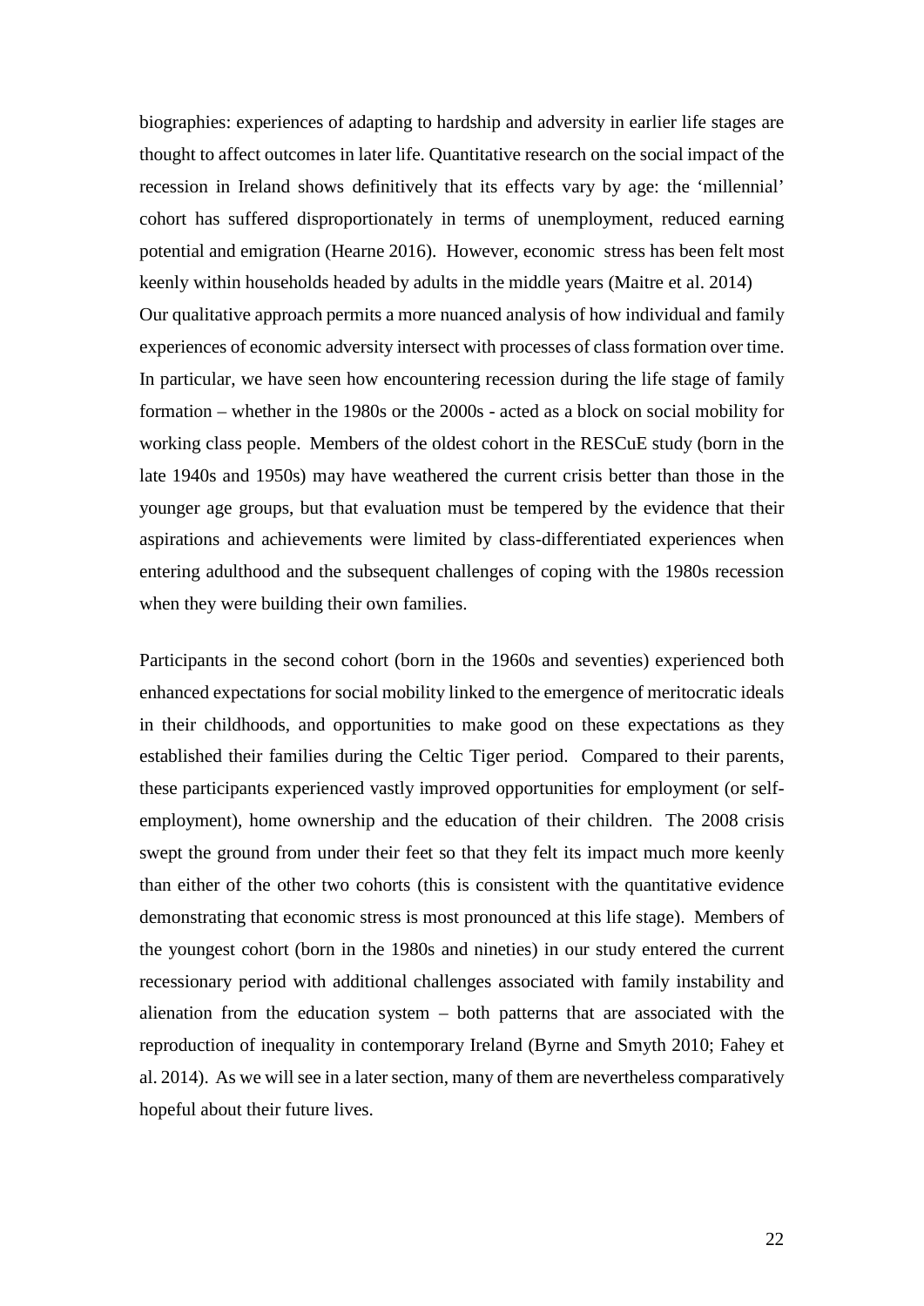biographies: experiences of adapting to hardship and adversity in earlier life stages are thought to affect outcomes in later life. Quantitative research on the social impact of the recession in Ireland shows definitively that its effects vary by age: the 'millennial' cohort has suffered disproportionately in terms of unemployment, reduced earning potential and emigration (Hearne 2016). However, economic stress has been felt most keenly within households headed by adults in the middle years (Maitre et al. 2014) Our qualitative approach permits a more nuanced analysis of how individual and family experiences of economic adversity intersect with processes of class formation over time. In particular, we have seen how encountering recession during the life stage of family formation – whether in the 1980s or the 2000s - acted as a block on social mobility for working class people. Members of the oldest cohort in the RESCuE study (born in the late 1940s and 1950s) may have weathered the current crisis better than those in the younger age groups, but that evaluation must be tempered by the evidence that their aspirations and achievements were limited by class-differentiated experiences when entering adulthood and the subsequent challenges of coping with the 1980s recession when they were building their own families.

Participants in the second cohort (born in the 1960s and seventies) experienced both enhanced expectations for social mobility linked to the emergence of meritocratic ideals in their childhoods, and opportunities to make good on these expectations as they established their families during the Celtic Tiger period. Compared to their parents, these participants experienced vastly improved opportunities for employment (or self-employment), home ownership and the education of their children. The 2008 crisis swept the ground from under their feet so that they felt its impact much more keenly than either of the other two cohorts (this is consistent with the quantitative evidence demonstrating that economic stress is most pronounced at this life stage). Members of the youngest cohort (born in the 1980s and nineties) in our study entered the current recessionary period with additional challenges associated with family instability and alienation from the education system – both patterns that are associated with the reproduction of inequality in contemporary Ireland (Byrne and Smyth 2010; Fahey et al. 2014). As we will see in a later section, many of them are nevertheless comparatively hopeful about their future lives.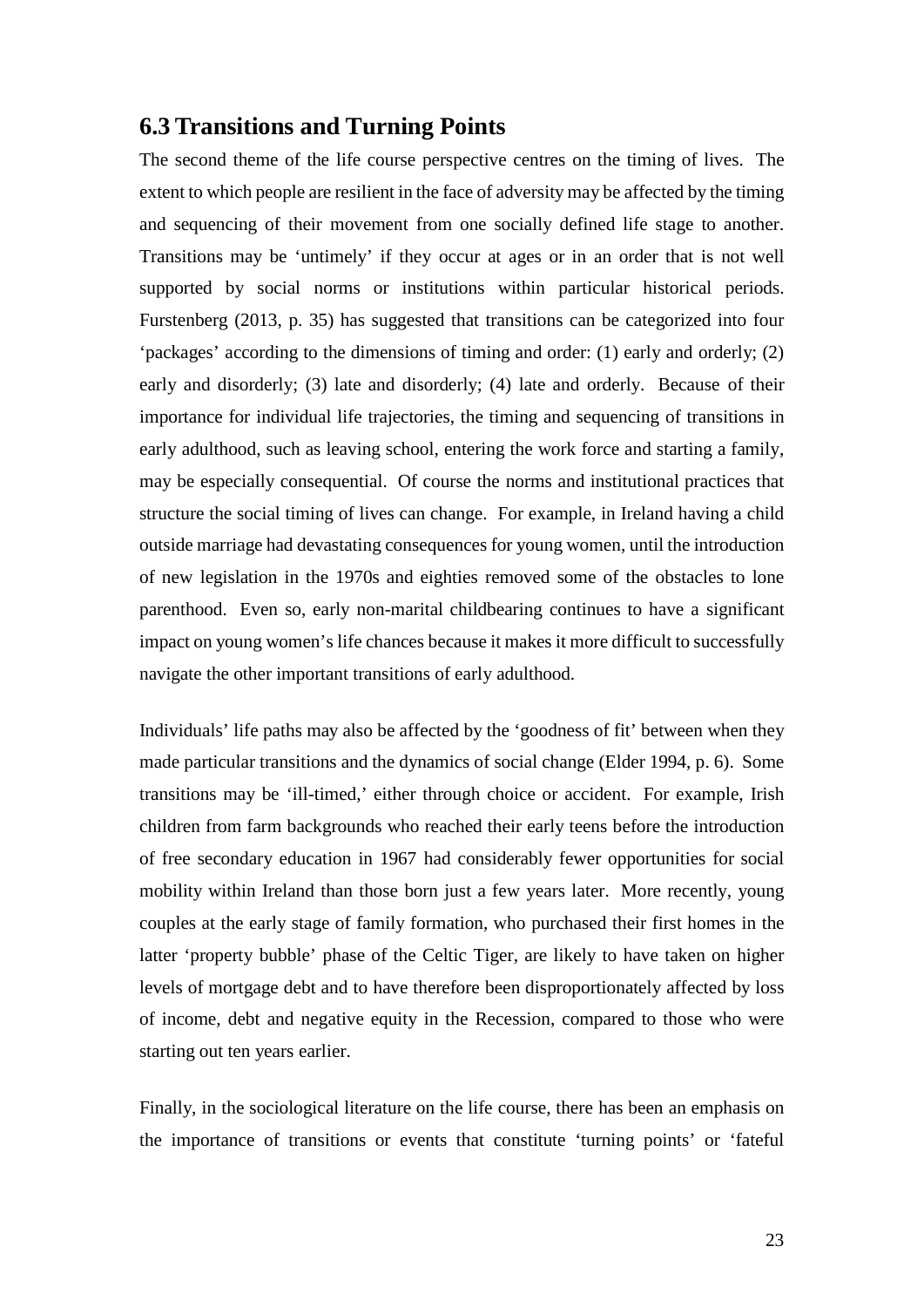## 6.3 Transitions and Turning Points

The second theme of the life course perspective centres on the timing of lives. The extent to which people are resilient in the face of adversity may be affected by the timing and sequencing of their movement from one socially defined life stage to another. Transitions may be 'untimely' if they occur at ages or in an order that is not well supported by social norms or institutions within particular historical periods. Furstenberg (2013, p. 35) has suggested that transitions can be categorized into four 'packages' according to the dimensions of timing and order: (1) early and orderly; (2) early and disorderly; (3) late and disorderly; (4) late and orderly. Because of their importance for individual life trajectories, the timing and sequencing of transitions in early adulthood, such as leaving school, entering the work force and starting a family, may be especially consequential. Of course the norms and institutional practices that structure the social timing of lives can change. For example, in Ireland having a child outside marriage had devastating consequences for young women, until the introduction of new legislation in the 1970s and eighties removed some of the obstacles to lone parenthood. Even so, early non-marital childbearing continues to have a significant impact on young women's life chances because it makes it more difficult to successfully navigate the other important transitions of early adulthood.

Individuals' life paths may also be affected by the 'goodness of fit' between when they made particular transitions and the dynamics of social change (Elder 1994, p. 6). Some transitions may be 'ill-timed,' either through choice or accident. For example, Irish children from farm backgrounds who reached their early teens before the introduction of free secondary education in 1967 had considerably fewer opportunities for social mobility within Ireland than those born just a few years later. More recently, young couples at the early stage of family formation, who purchased their first homes in the latter 'property bubble' phase of the Celtic Tiger, are likely to have taken on higher levels of mortgage debt and to have therefore been disproportionately affected by loss of income, debt and negative equity in the Recession, compared to those who were starting out ten years earlier.

Finally, in the sociological literature on the life course, there has been an emphasis on the importance of transitions or events that constitute 'turning points' or 'fateful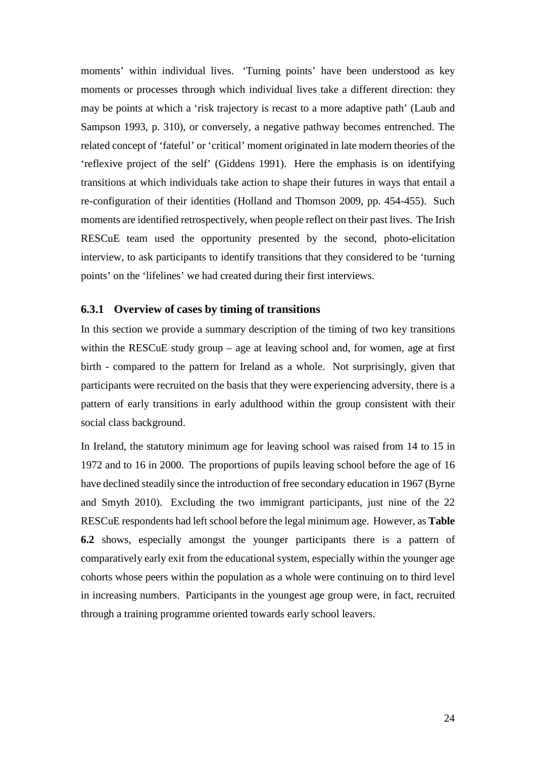moments' within individual lives. 'Turning points' have been understood as key moments or processes through which individual lives take a different direction: they may be points at which a 'risk trajectory is recast to a more adaptive path' (Laub and Sampson 1993, p. 310), or conversely, a negative pathway becomes entrenched. The related concept of 'fateful' or 'critical' moment originated in late modern theories of the 'reflexive project of the self' (Giddens 1991). Here the emphasis is on identifying transitions at which individuals take action to shape their futures in ways that entail a re-configuration of their identities (Holland and Thomson 2009, pp. 454-455). Such moments are identified retrospectively, when people reflect on their past lives. The Irish RESCuE team used the opportunity presented by the second, photo-elicitation interview, to ask participants to identify transitions that they considered to be 'turning points' on the 'lifelines' we had created during their first interviews.

### 6.3.1 Overview of cases by timing of transitions

In this section we provide a summary description of the timing of two key transitions within the RESCuE study group – age at leaving school and, for women, age at first birth - compared to the pattern for Ireland as a whole. Not surprisingly, given that participants were recruited on the basis that they were experiencing adversity, there is a pattern of early transitions in early adulthood within the group consistent with their social class background.

In Ireland, the statutory minimum age for leaving school was raised from 14 to 15 in 1972 and to 16 in 2000. The proportions of pupils leaving school before the age of 16 have declined steadily since the introduction of free secondary education in 1967 (Byrne and Smyth 2010). Excluding the two immigrant participants, just nine of the 22 RESCuE respondents had left school before the legal minimum age. However, as **Table 6.2** shows, especially amongst the younger participants there is a pattern of comparatively early exit from the educational system, especially within the younger age cohorts whose peers within the population as a whole were continuing on to third level in increasing numbers. Participants in the youngest age group were, in fact, recruited through a training programme oriented towards early school leavers.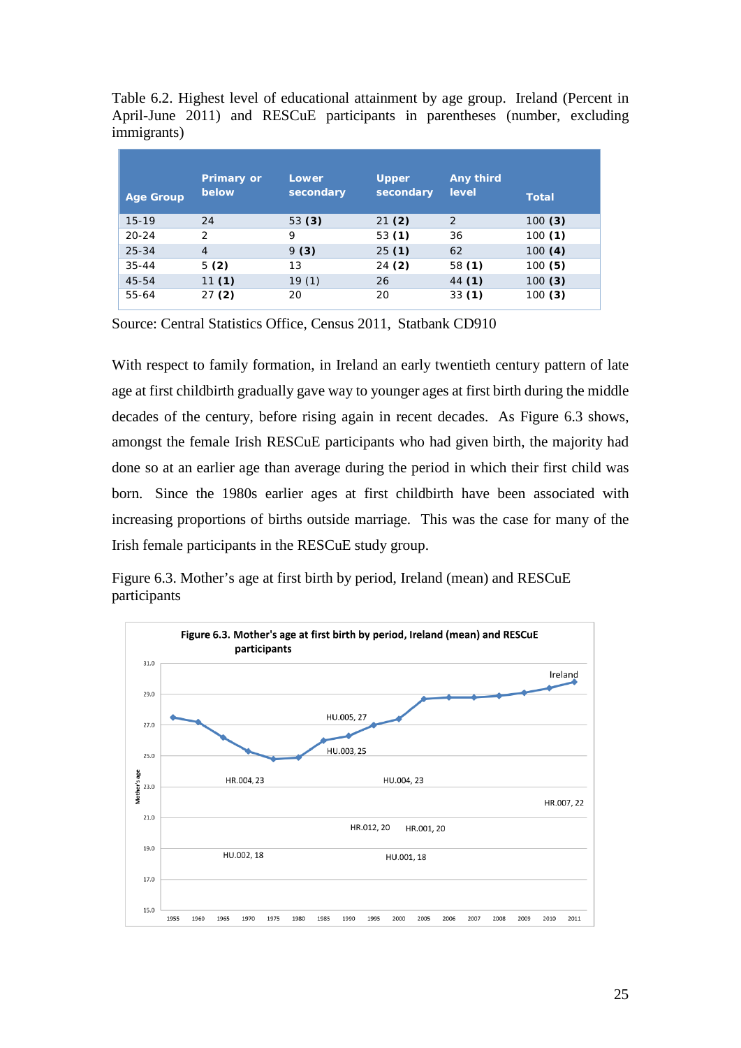Table 6.2. Highest level of educational attainment by age group. Ireland (Percent in April-June 2011) and RESCuE participants in parentheses (number, excluding immigrants)

| Age Group | Primary or below | Lower secondary | Upper secondary | Any third level | Total |
|---|---|---|---|---|---|
| 15-19 | 24 | 53 **(3)** | 21 **(2)** | 2 | 100 **(3)** |
| 20-24 | 2 | 9 | 53 **(1)** | 36 | 100 **(1)** |
| 25-34 | 4 | 9 **(3)** | 25 **(1)** | 62 | 100 **(4)** |
| 35-44 | 5 **(2)** | 13 | 24 **(2)** | 58 **(1)** | 100 **(5)** |
| 45-54 | 11 **(1)** | 19 (1) | 26 | 44 **(1)** | 100 **(3)** |
| 55-64 | 27 **(2)** | 20 | 20 | 33 **(1)** | 100 **(3)** |

Source: Central Statistics Office, Census 2011, Statbank CD910

With respect to family formation, in Ireland an early twentieth century pattern of late age at first childbirth gradually gave way to younger ages at first birth during the middle decades of the century, before rising again in recent decades. As Figure 6.3 shows, amongst the female Irish RESCuE participants who had given birth, the majority had done so at an earlier age than average during the period in which their first child was born. Since the 1980s earlier ages at first childbirth have been associated with increasing proportions of births outside marriage. This was the case for many of the Irish female participants in the RESCuE study group.

Figure 6.3. Mother's age at first birth by period, Ireland (mean) and RESCuE participants

**Figure 6.3. Mother's age at first birth by period, Ireland (mean) and RESCuE participants**

Labels in figure: Ireland; HU.005, 27; HU.003, 25; HR.004, 23; HU.004, 23; HR.007, 22; HR.012, 20; HR.001, 20; HU.002, 18; HU.001, 18

Y-axis: Mother's age (15.0–31.0). X-axis: 1955, 1960, 1965, 1970, 1975, 1980, 1985, 1990, 1995, 2000, 2005, 2006, 2007, 2008, 2009, 2010, 2011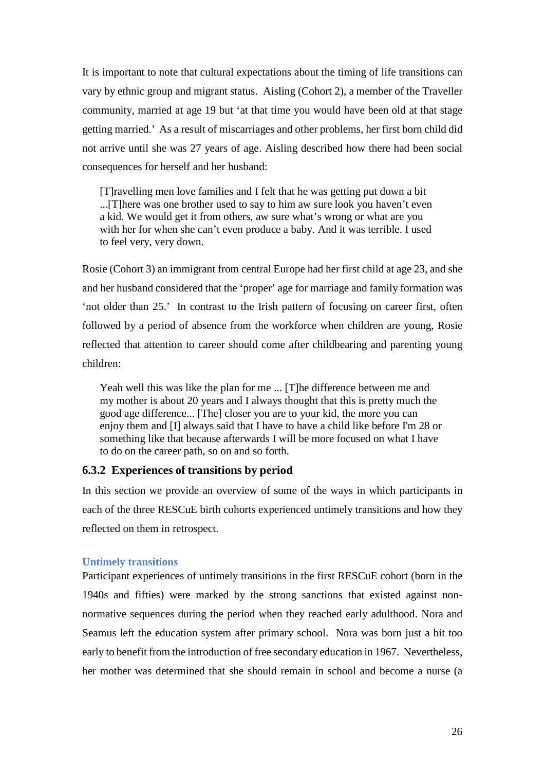It is important to note that cultural expectations about the timing of life transitions can vary by ethnic group and migrant status. Aisling (Cohort 2), a member of the Traveller community, married at age 19 but 'at that time you would have been old at that stage getting married.' As a result of miscarriages and other problems, her first born child did not arrive until she was 27 years of age. Aisling described how there had been social consequences for herself and her husband:

> [T]ravelling men love families and I felt that he was getting put down a bit ...[T]here was one brother used to say to him aw sure look you haven't even a kid. We would get it from others, aw sure what's wrong or what are you with her for when she can't even produce a baby. And it was terrible. I used to feel very, very down.

Rosie (Cohort 3) an immigrant from central Europe had her first child at age 23, and she and her husband considered that the 'proper' age for marriage and family formation was 'not older than 25.' In contrast to the Irish pattern of focusing on career first, often followed by a period of absence from the workforce when children are young, Rosie reflected that attention to career should come after childbearing and parenting young children:

> Yeah well this was like the plan for me ... [T]he difference between me and my mother is about 20 years and I always thought that this is pretty much the good age difference... [The] closer you are to your kid, the more you can enjoy them and [I] always said that I have to have a child like before I'm 28 or something like that because afterwards I will be more focused on what I have to do on the career path, so on and so forth.

### 6.3.2 Experiences of transitions by period

In this section we provide an overview of some of the ways in which participants in each of the three RESCuE birth cohorts experienced untimely transitions and how they reflected on them in retrospect.

#### Untimely transitions

Participant experiences of untimely transitions in the first RESCuE cohort (born in the 1940s and fifties) were marked by the strong sanctions that existed against non-normative sequences during the period when they reached early adulthood. Nora and Seamus left the education system after primary school. Nora was born just a bit too early to benefit from the introduction of free secondary education in 1967. Nevertheless, her mother was determined that she should remain in school and become a nurse (a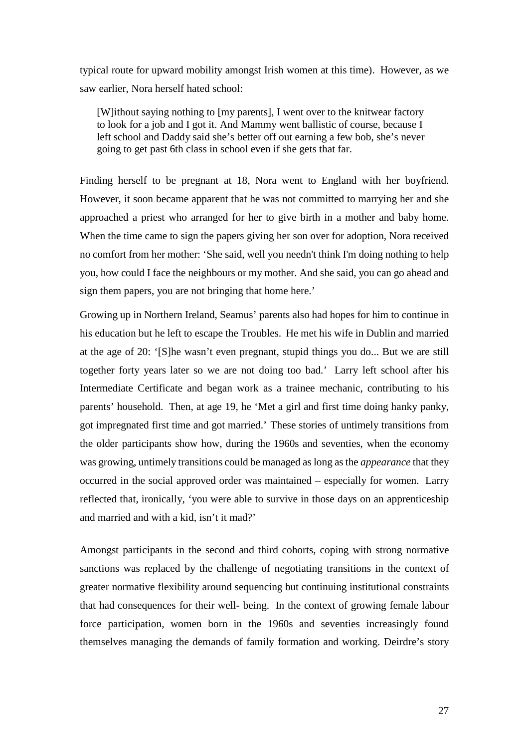typical route for upward mobility amongst Irish women at this time). However, as we saw earlier, Nora herself hated school:

> [W]ithout saying nothing to [my parents], I went over to the knitwear factory to look for a job and I got it. And Mammy went ballistic of course, because I left school and Daddy said she's better off out earning a few bob, she's never going to get past 6th class in school even if she gets that far.

Finding herself to be pregnant at 18, Nora went to England with her boyfriend. However, it soon became apparent that he was not committed to marrying her and she approached a priest who arranged for her to give birth in a mother and baby home. When the time came to sign the papers giving her son over for adoption, Nora received no comfort from her mother: 'She said, well you needn't think I'm doing nothing to help you, how could I face the neighbours or my mother. And she said, you can go ahead and sign them papers, you are not bringing that home here.'

Growing up in Northern Ireland, Seamus' parents also had hopes for him to continue in his education but he left to escape the Troubles. He met his wife in Dublin and married at the age of 20: '[S]he wasn't even pregnant, stupid things you do... But we are still together forty years later so we are not doing too bad.' Larry left school after his Intermediate Certificate and began work as a trainee mechanic, contributing to his parents' household. Then, at age 19, he 'Met a girl and first time doing hanky panky, got impregnated first time and got married.' These stories of untimely transitions from the older participants show how, during the 1960s and seventies, when the economy was growing, untimely transitions could be managed as long as the *appearance* that they occurred in the social approved order was maintained – especially for women. Larry reflected that, ironically, 'you were able to survive in those days on an apprenticeship and married and with a kid, isn't it mad?'

Amongst participants in the second and third cohorts, coping with strong normative sanctions was replaced by the challenge of negotiating transitions in the context of greater normative flexibility around sequencing but continuing institutional constraints that had consequences for their well- being. In the context of growing female labour force participation, women born in the 1960s and seventies increasingly found themselves managing the demands of family formation and working. Deirdre's story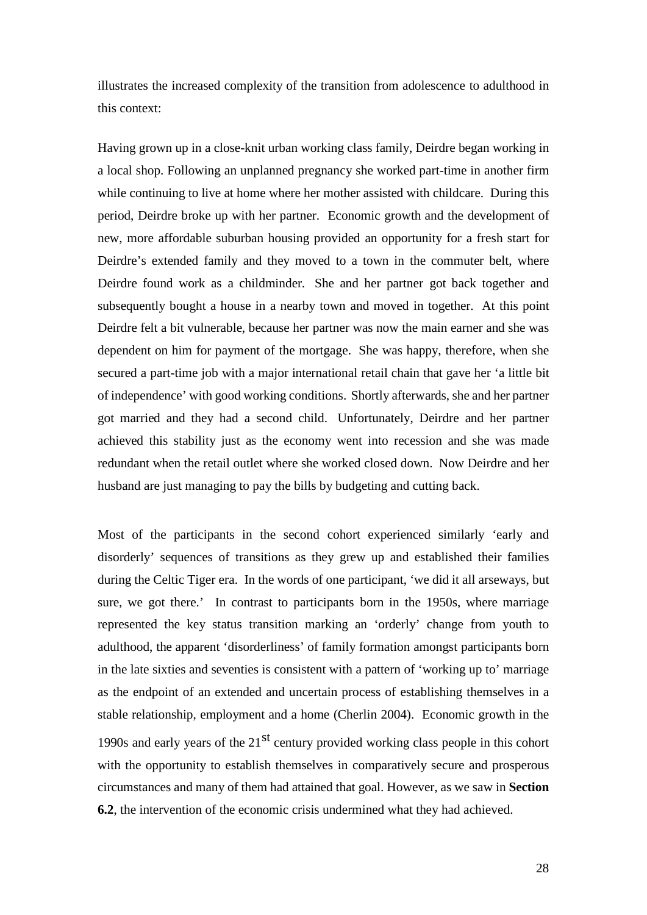illustrates the increased complexity of the transition from adolescence to adulthood in this context:

Having grown up in a close-knit urban working class family, Deirdre began working in a local shop. Following an unplanned pregnancy she worked part-time in another firm while continuing to live at home where her mother assisted with childcare. During this period, Deirdre broke up with her partner. Economic growth and the development of new, more affordable suburban housing provided an opportunity for a fresh start for Deirdre's extended family and they moved to a town in the commuter belt, where Deirdre found work as a childminder. She and her partner got back together and subsequently bought a house in a nearby town and moved in together. At this point Deirdre felt a bit vulnerable, because her partner was now the main earner and she was dependent on him for payment of the mortgage. She was happy, therefore, when she secured a part-time job with a major international retail chain that gave her 'a little bit of independence' with good working conditions. Shortly afterwards, she and her partner got married and they had a second child. Unfortunately, Deirdre and her partner achieved this stability just as the economy went into recession and she was made redundant when the retail outlet where she worked closed down. Now Deirdre and her husband are just managing to pay the bills by budgeting and cutting back.

Most of the participants in the second cohort experienced similarly 'early and disorderly' sequences of transitions as they grew up and established their families during the Celtic Tiger era. In the words of one participant, 'we did it all arseways, but sure, we got there.' In contrast to participants born in the 1950s, where marriage represented the key status transition marking an 'orderly' change from youth to adulthood, the apparent 'disorderliness' of family formation amongst participants born in the late sixties and seventies is consistent with a pattern of 'working up to' marriage as the endpoint of an extended and uncertain process of establishing themselves in a stable relationship, employment and a home (Cherlin 2004). Economic growth in the 1990s and early years of the 21st century provided working class people in this cohort with the opportunity to establish themselves in comparatively secure and prosperous circumstances and many of them had attained that goal. However, as we saw in **Section 6.2**, the intervention of the economic crisis undermined what they had achieved.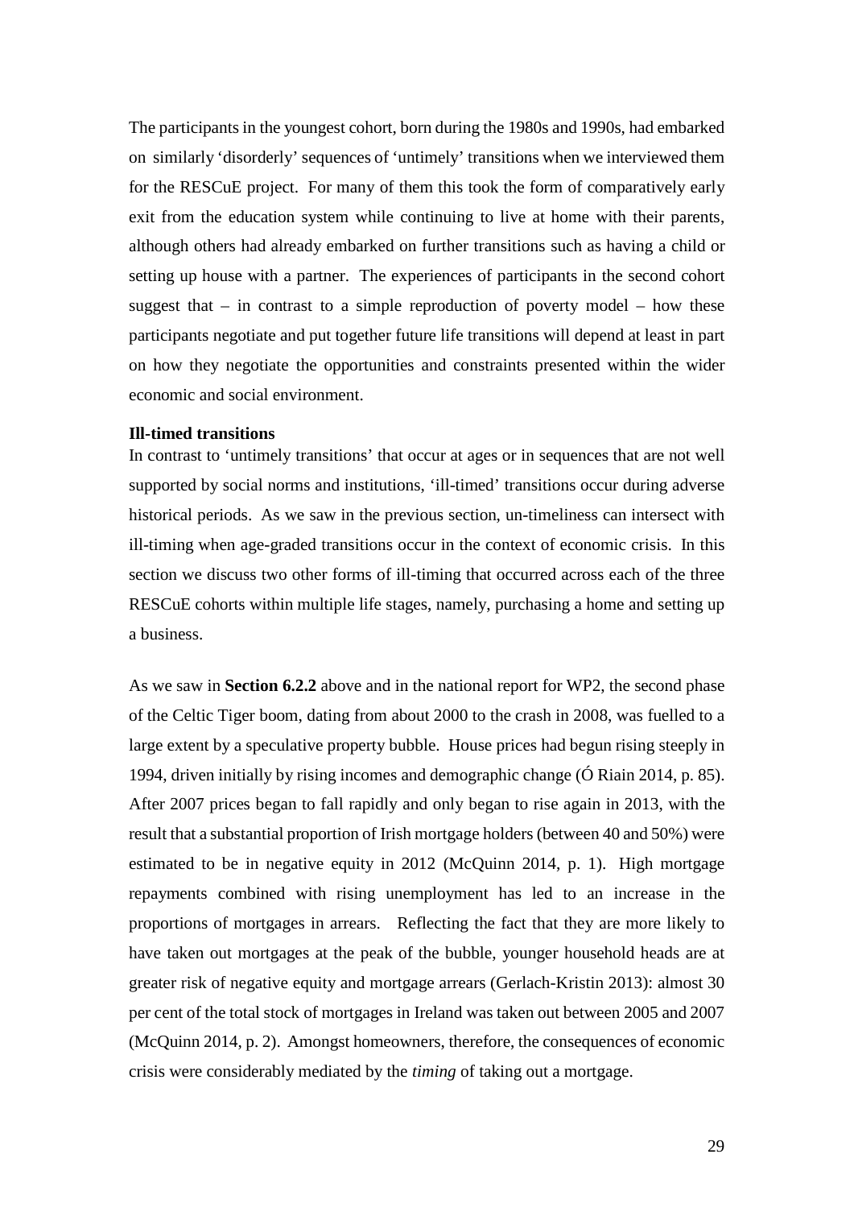The participants in the youngest cohort, born during the 1980s and 1990s, had embarked on similarly 'disorderly' sequences of 'untimely' transitions when we interviewed them for the RESCuE project. For many of them this took the form of comparatively early exit from the education system while continuing to live at home with their parents, although others had already embarked on further transitions such as having a child or setting up house with a partner. The experiences of participants in the second cohort suggest that – in contrast to a simple reproduction of poverty model – how these participants negotiate and put together future life transitions will depend at least in part on how they negotiate the opportunities and constraints presented within the wider economic and social environment.

**Ill-timed transitions**

In contrast to 'untimely transitions' that occur at ages or in sequences that are not well supported by social norms and institutions, 'ill-timed' transitions occur during adverse historical periods. As we saw in the previous section, un-timeliness can intersect with ill-timing when age-graded transitions occur in the context of economic crisis. In this section we discuss two other forms of ill-timing that occurred across each of the three RESCuE cohorts within multiple life stages, namely, purchasing a home and setting up a business.

As we saw in **Section 6.2.2** above and in the national report for WP2, the second phase of the Celtic Tiger boom, dating from about 2000 to the crash in 2008, was fuelled to a large extent by a speculative property bubble. House prices had begun rising steeply in 1994, driven initially by rising incomes and demographic change (Ó Riain 2014, p. 85). After 2007 prices began to fall rapidly and only began to rise again in 2013, with the result that a substantial proportion of Irish mortgage holders (between 40 and 50%) were estimated to be in negative equity in 2012 (McQuinn 2014, p. 1). High mortgage repayments combined with rising unemployment has led to an increase in the proportions of mortgages in arrears. Reflecting the fact that they are more likely to have taken out mortgages at the peak of the bubble, younger household heads are at greater risk of negative equity and mortgage arrears (Gerlach-Kristin 2013): almost 30 per cent of the total stock of mortgages in Ireland was taken out between 2005 and 2007 (McQuinn 2014, p. 2). Amongst homeowners, therefore, the consequences of economic crisis were considerably mediated by the *timing* of taking out a mortgage.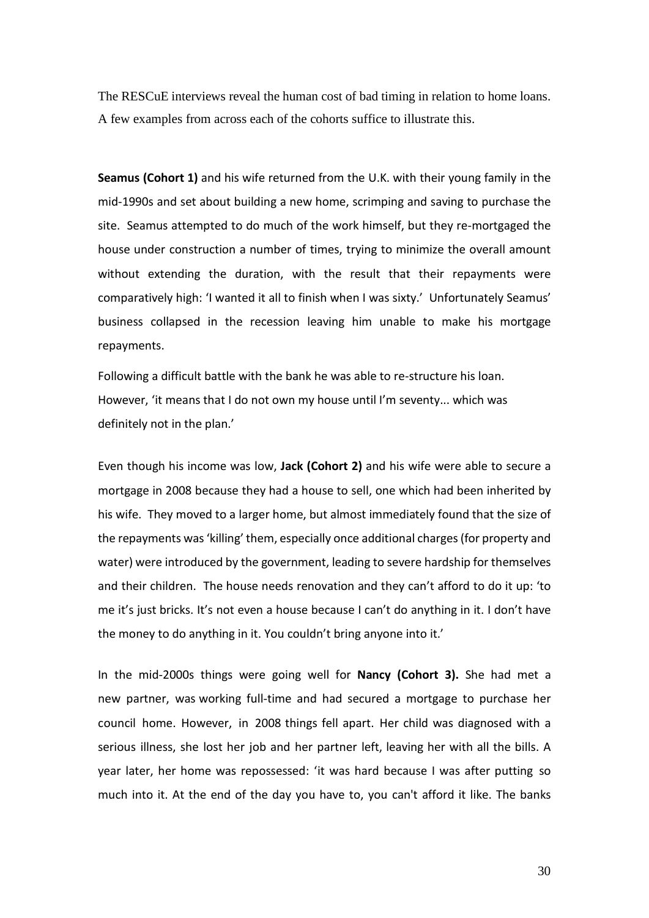The RESCuE interviews reveal the human cost of bad timing in relation to home loans. A few examples from across each of the cohorts suffice to illustrate this.

**Seamus (Cohort 1)** and his wife returned from the U.K. with their young family in the mid-1990s and set about building a new home, scrimping and saving to purchase the site. Seamus attempted to do much of the work himself, but they re-mortgaged the house under construction a number of times, trying to minimize the overall amount without extending the duration, with the result that their repayments were comparatively high: 'I wanted it all to finish when I was sixty.' Unfortunately Seamus' business collapsed in the recession leaving him unable to make his mortgage repayments.

Following a difficult battle with the bank he was able to re-structure his loan. However, 'it means that I do not own my house until I'm seventy... which was definitely not in the plan.'

Even though his income was low, **Jack (Cohort 2)** and his wife were able to secure a mortgage in 2008 because they had a house to sell, one which had been inherited by his wife. They moved to a larger home, but almost immediately found that the size of the repayments was 'killing' them, especially once additional charges (for property and water) were introduced by the government, leading to severe hardship for themselves and their children. The house needs renovation and they can't afford to do it up: 'to me it's just bricks. It's not even a house because I can't do anything in it. I don't have the money to do anything in it. You couldn't bring anyone into it.'

In the mid-2000s things were going well for **Nancy (Cohort 3).** She had met a new partner, was working full-time and had secured a mortgage to purchase her council home. However, in 2008 things fell apart. Her child was diagnosed with a serious illness, she lost her job and her partner left, leaving her with all the bills. A year later, her home was repossessed: 'it was hard because I was after putting so much into it. At the end of the day you have to, you can't afford it like. The banks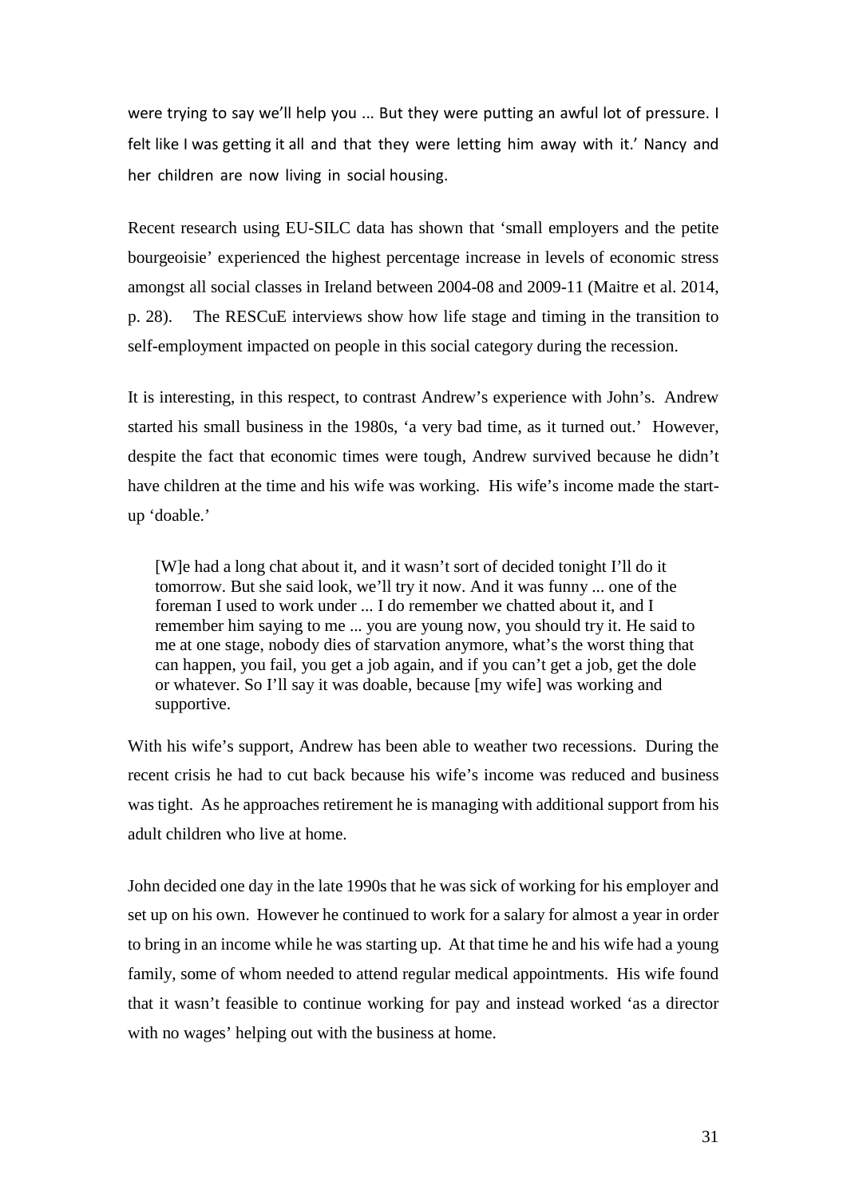were trying to say we'll help you ... But they were putting an awful lot of pressure. I felt like I was getting it all and that they were letting him away with it.' Nancy and her children are now living in social housing.

Recent research using EU-SILC data has shown that 'small employers and the petite bourgeoisie' experienced the highest percentage increase in levels of economic stress amongst all social classes in Ireland between 2004-08 and 2009-11 (Maitre et al. 2014, p. 28). The RESCuE interviews show how life stage and timing in the transition to self-employment impacted on people in this social category during the recession.

It is interesting, in this respect, to contrast Andrew's experience with John's. Andrew started his small business in the 1980s, 'a very bad time, as it turned out.' However, despite the fact that economic times were tough, Andrew survived because he didn't have children at the time and his wife was working. His wife's income made the start-up 'doable.'

> [W]e had a long chat about it, and it wasn't sort of decided tonight I'll do it tomorrow. But she said look, we'll try it now. And it was funny ... one of the foreman I used to work under ... I do remember we chatted about it, and I remember him saying to me ... you are young now, you should try it. He said to me at one stage, nobody dies of starvation anymore, what's the worst thing that can happen, you fail, you get a job again, and if you can't get a job, get the dole or whatever. So I'll say it was doable, because [my wife] was working and supportive.

With his wife's support, Andrew has been able to weather two recessions. During the recent crisis he had to cut back because his wife's income was reduced and business was tight. As he approaches retirement he is managing with additional support from his adult children who live at home.

John decided one day in the late 1990s that he was sick of working for his employer and set up on his own. However he continued to work for a salary for almost a year in order to bring in an income while he was starting up. At that time he and his wife had a young family, some of whom needed to attend regular medical appointments. His wife found that it wasn't feasible to continue working for pay and instead worked 'as a director with no wages' helping out with the business at home.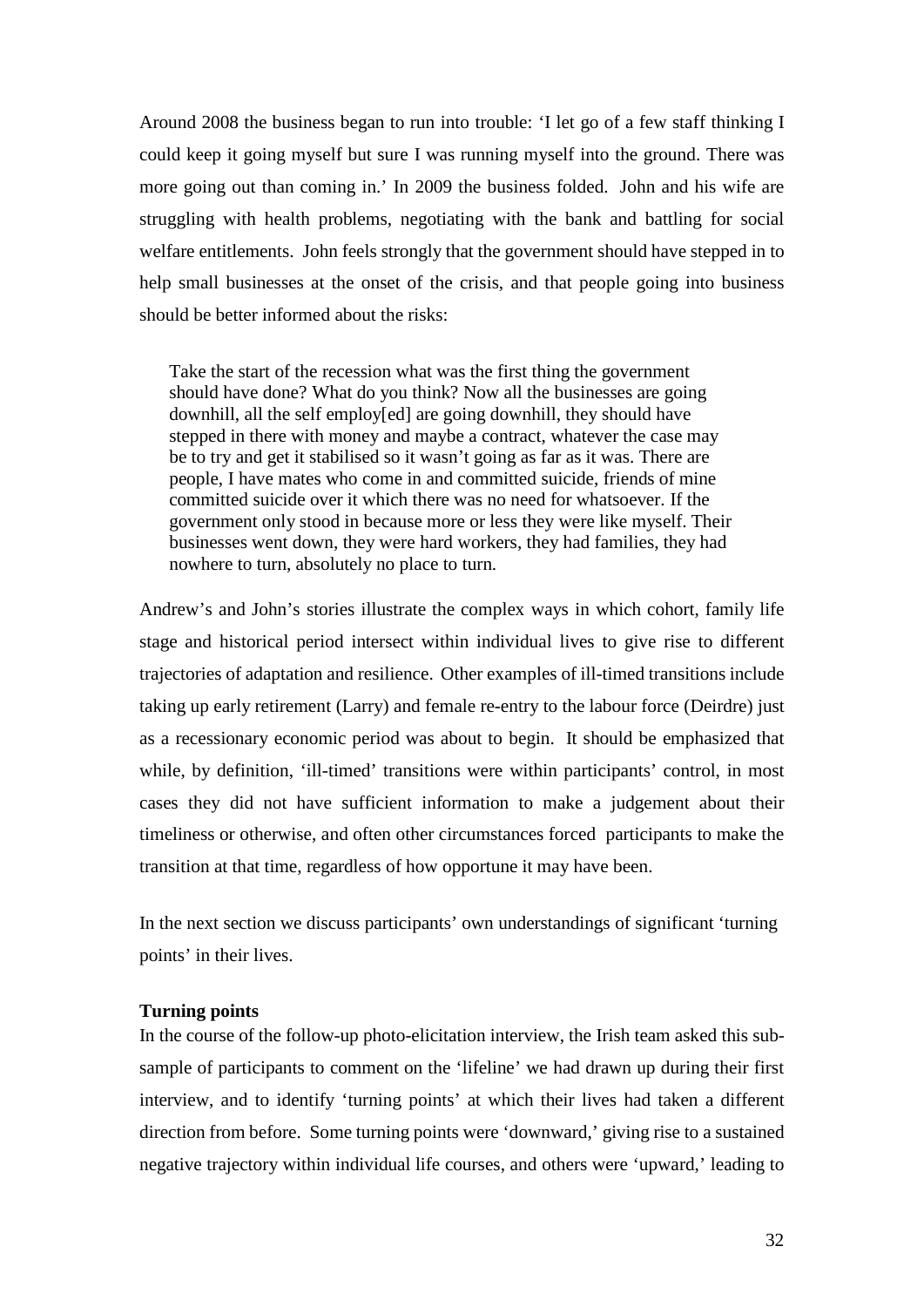Around 2008 the business began to run into trouble: 'I let go of a few staff thinking I could keep it going myself but sure I was running myself into the ground. There was more going out than coming in.' In 2009 the business folded. John and his wife are struggling with health problems, negotiating with the bank and battling for social welfare entitlements. John feels strongly that the government should have stepped in to help small businesses at the onset of the crisis, and that people going into business should be better informed about the risks:

> Take the start of the recession what was the first thing the government should have done? What do you think? Now all the businesses are going downhill, all the self employ[ed] are going downhill, they should have stepped in there with money and maybe a contract, whatever the case may be to try and get it stabilised so it wasn't going as far as it was. There are people, I have mates who come in and committed suicide, friends of mine committed suicide over it which there was no need for whatsoever. If the government only stood in because more or less they were like myself. Their businesses went down, they were hard workers, they had families, they had nowhere to turn, absolutely no place to turn.

Andrew's and John's stories illustrate the complex ways in which cohort, family life stage and historical period intersect within individual lives to give rise to different trajectories of adaptation and resilience. Other examples of ill-timed transitions include taking up early retirement (Larry) and female re-entry to the labour force (Deirdre) just as a recessionary economic period was about to begin. It should be emphasized that while, by definition, 'ill-timed' transitions were within participants' control, in most cases they did not have sufficient information to make a judgement about their timeliness or otherwise, and often other circumstances forced participants to make the transition at that time, regardless of how opportune it may have been.

In the next section we discuss participants' own understandings of significant 'turning points' in their lives.

**Turning points**

In the course of the follow-up photo-elicitation interview, the Irish team asked this sub-sample of participants to comment on the 'lifeline' we had drawn up during their first interview, and to identify 'turning points' at which their lives had taken a different direction from before. Some turning points were 'downward,' giving rise to a sustained negative trajectory within individual life courses, and others were 'upward,' leading to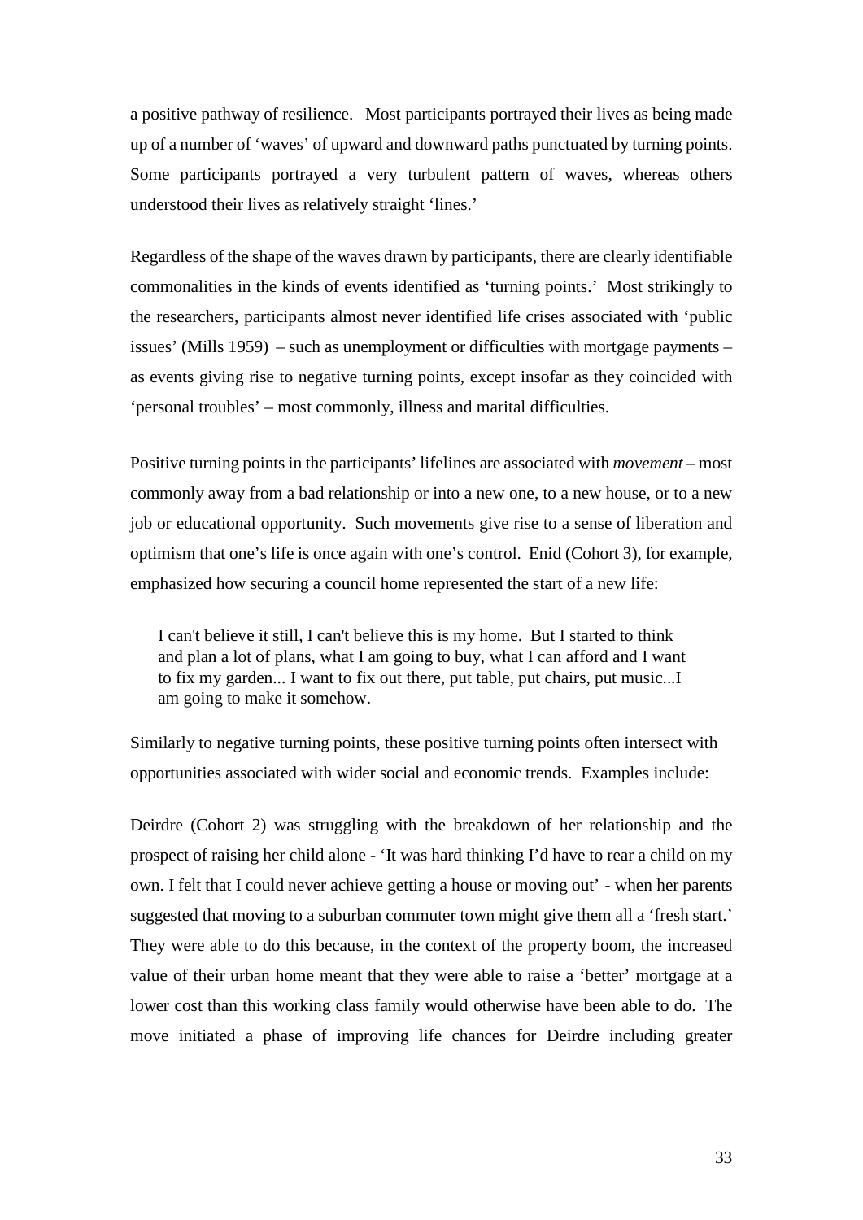a positive pathway of resilience. Most participants portrayed their lives as being made up of a number of 'waves' of upward and downward paths punctuated by turning points. Some participants portrayed a very turbulent pattern of waves, whereas others understood their lives as relatively straight 'lines.'

Regardless of the shape of the waves drawn by participants, there are clearly identifiable commonalities in the kinds of events identified as 'turning points.' Most strikingly to the researchers, participants almost never identified life crises associated with 'public issues' (Mills 1959) – such as unemployment or difficulties with mortgage payments – as events giving rise to negative turning points, except insofar as they coincided with 'personal troubles' – most commonly, illness and marital difficulties.

Positive turning points in the participants' lifelines are associated with *movement* – most commonly away from a bad relationship or into a new one, to a new house, or to a new job or educational opportunity. Such movements give rise to a sense of liberation and optimism that one's life is once again with one's control. Enid (Cohort 3), for example, emphasized how securing a council home represented the start of a new life:

> I can't believe it still, I can't believe this is my home. But I started to think and plan a lot of plans, what I am going to buy, what I can afford and I want to fix my garden... I want to fix out there, put table, put chairs, put music...I am going to make it somehow.

Similarly to negative turning points, these positive turning points often intersect with opportunities associated with wider social and economic trends. Examples include:

Deirdre (Cohort 2) was struggling with the breakdown of her relationship and the prospect of raising her child alone - 'It was hard thinking I'd have to rear a child on my own. I felt that I could never achieve getting a house or moving out' - when her parents suggested that moving to a suburban commuter town might give them all a 'fresh start.' They were able to do this because, in the context of the property boom, the increased value of their urban home meant that they were able to raise a 'better' mortgage at a lower cost than this working class family would otherwise have been able to do. The move initiated a phase of improving life chances for Deirdre including greater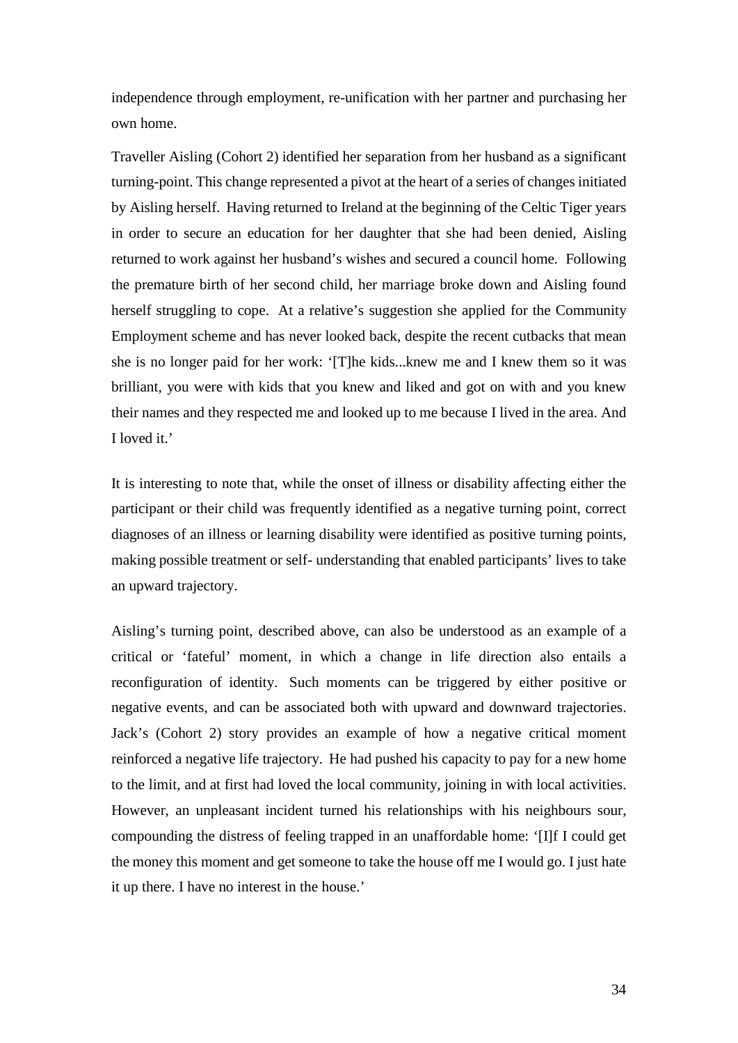independence through employment, re-unification with her partner and purchasing her own home.

Traveller Aisling (Cohort 2) identified her separation from her husband as a significant turning-point. This change represented a pivot at the heart of a series of changes initiated by Aisling herself. Having returned to Ireland at the beginning of the Celtic Tiger years in order to secure an education for her daughter that she had been denied, Aisling returned to work against her husband's wishes and secured a council home. Following the premature birth of her second child, her marriage broke down and Aisling found herself struggling to cope. At a relative's suggestion she applied for the Community Employment scheme and has never looked back, despite the recent cutbacks that mean she is no longer paid for her work: '[T]he kids...knew me and I knew them so it was brilliant, you were with kids that you knew and liked and got on with and you knew their names and they respected me and looked up to me because I lived in the area. And I loved it.'

It is interesting to note that, while the onset of illness or disability affecting either the participant or their child was frequently identified as a negative turning point, correct diagnoses of an illness or learning disability were identified as positive turning points, making possible treatment or self- understanding that enabled participants' lives to take an upward trajectory.

Aisling's turning point, described above, can also be understood as an example of a critical or 'fateful' moment, in which a change in life direction also entails a reconfiguration of identity. Such moments can be triggered by either positive or negative events, and can be associated both with upward and downward trajectories. Jack's (Cohort 2) story provides an example of how a negative critical moment reinforced a negative life trajectory. He had pushed his capacity to pay for a new home to the limit, and at first had loved the local community, joining in with local activities. However, an unpleasant incident turned his relationships with his neighbours sour, compounding the distress of feeling trapped in an unaffordable home: '[I]f I could get the money this moment and get someone to take the house off me I would go. I just hate it up there. I have no interest in the house.'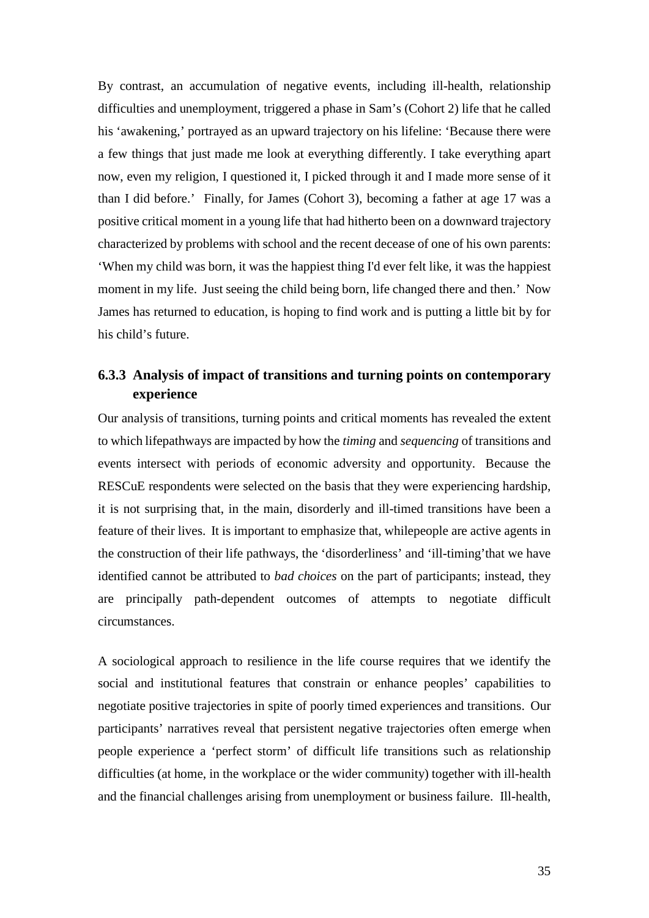By contrast, an accumulation of negative events, including ill-health, relationship difficulties and unemployment, triggered a phase in Sam's (Cohort 2) life that he called his 'awakening,' portrayed as an upward trajectory on his lifeline: 'Because there were a few things that just made me look at everything differently. I take everything apart now, even my religion, I questioned it, I picked through it and I made more sense of it than I did before.' Finally, for James (Cohort 3), becoming a father at age 17 was a positive critical moment in a young life that had hitherto been on a downward trajectory characterized by problems with school and the recent decease of one of his own parents: 'When my child was born, it was the happiest thing I'd ever felt like, it was the happiest moment in my life. Just seeing the child being born, life changed there and then.' Now James has returned to education, is hoping to find work and is putting a little bit by for his child's future.

### 6.3.3 Analysis of impact of transitions and turning points on contemporary experience

Our analysis of transitions, turning points and critical moments has revealed the extent to which lifepathways are impacted by how the *timing* and *sequencing* of transitions and events intersect with periods of economic adversity and opportunity. Because the RESCuE respondents were selected on the basis that they were experiencing hardship, it is not surprising that, in the main, disorderly and ill-timed transitions have been a feature of their lives. It is important to emphasize that, whilepeople are active agents in the construction of their life pathways, the 'disorderliness' and 'ill-timing'that we have identified cannot be attributed to *bad choices* on the part of participants; instead, they are principally path-dependent outcomes of attempts to negotiate difficult circumstances.

A sociological approach to resilience in the life course requires that we identify the social and institutional features that constrain or enhance peoples' capabilities to negotiate positive trajectories in spite of poorly timed experiences and transitions. Our participants' narratives reveal that persistent negative trajectories often emerge when people experience a 'perfect storm' of difficult life transitions such as relationship difficulties (at home, in the workplace or the wider community) together with ill-health and the financial challenges arising from unemployment or business failure. Ill-health,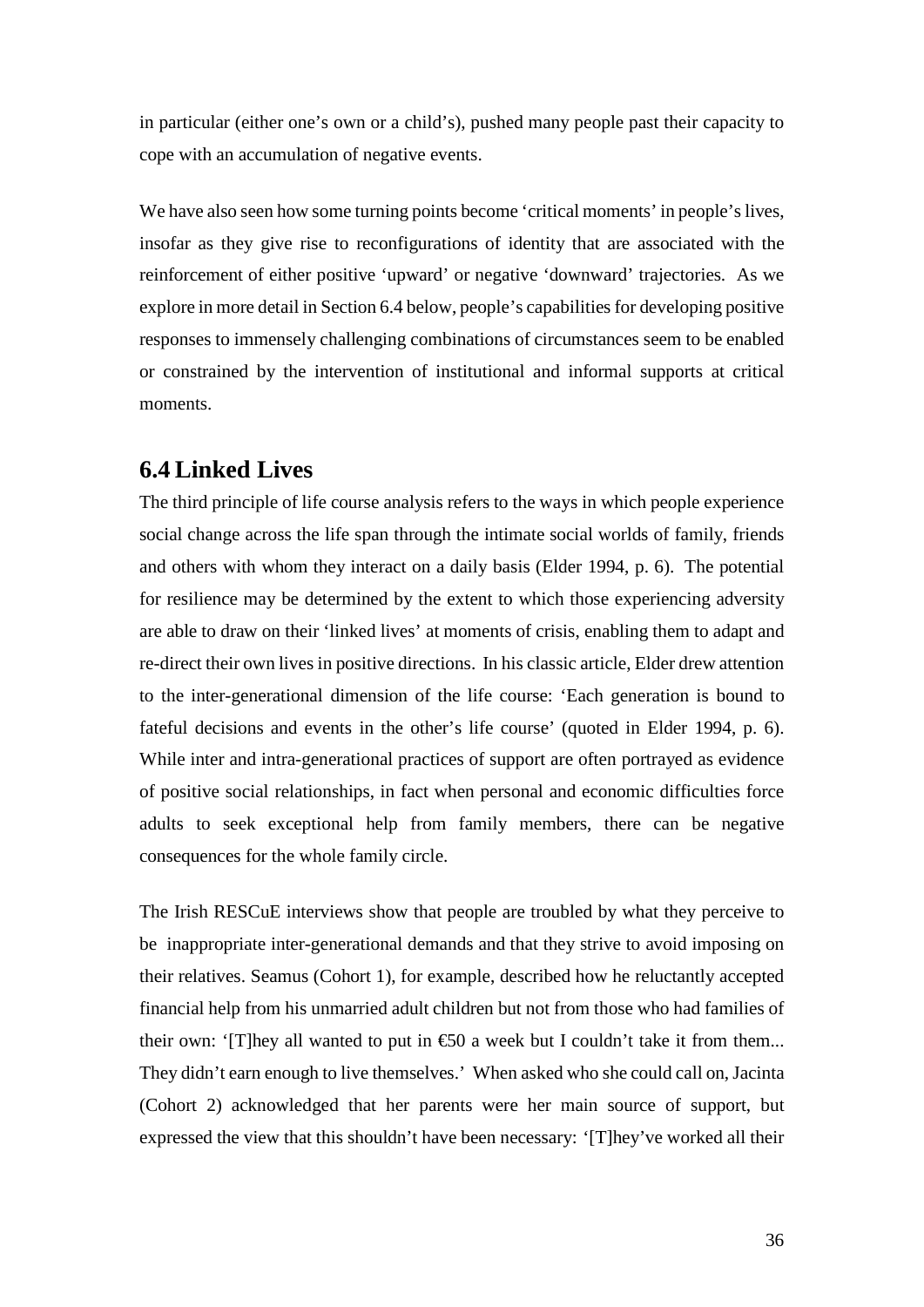in particular (either one's own or a child's), pushed many people past their capacity to cope with an accumulation of negative events.

We have also seen how some turning points become 'critical moments' in people's lives, insofar as they give rise to reconfigurations of identity that are associated with the reinforcement of either positive 'upward' or negative 'downward' trajectories. As we explore in more detail in Section 6.4 below, people's capabilities for developing positive responses to immensely challenging combinations of circumstances seem to be enabled or constrained by the intervention of institutional and informal supports at critical moments.

## 6.4 Linked Lives

The third principle of life course analysis refers to the ways in which people experience social change across the life span through the intimate social worlds of family, friends and others with whom they interact on a daily basis (Elder 1994, p. 6). The potential for resilience may be determined by the extent to which those experiencing adversity are able to draw on their 'linked lives' at moments of crisis, enabling them to adapt and re-direct their own lives in positive directions. In his classic article, Elder drew attention to the inter-generational dimension of the life course: 'Each generation is bound to fateful decisions and events in the other's life course' (quoted in Elder 1994, p. 6). While inter and intra-generational practices of support are often portrayed as evidence of positive social relationships, in fact when personal and economic difficulties force adults to seek exceptional help from family members, there can be negative consequences for the whole family circle.

The Irish RESCuE interviews show that people are troubled by what they perceive to be inappropriate inter-generational demands and that they strive to avoid imposing on their relatives. Seamus (Cohort 1), for example, described how he reluctantly accepted financial help from his unmarried adult children but not from those who had families of their own: '[T]hey all wanted to put in €50 a week but I couldn't take it from them... They didn't earn enough to live themselves.' When asked who she could call on, Jacinta (Cohort 2) acknowledged that her parents were her main source of support, but expressed the view that this shouldn't have been necessary: '[T]hey've worked all their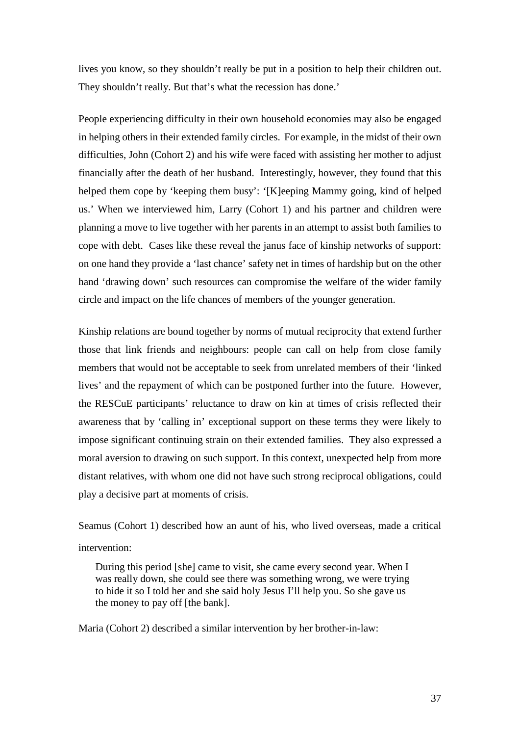lives you know, so they shouldn't really be put in a position to help their children out. They shouldn't really. But that's what the recession has done.'

People experiencing difficulty in their own household economies may also be engaged in helping others in their extended family circles. For example, in the midst of their own difficulties, John (Cohort 2) and his wife were faced with assisting her mother to adjust financially after the death of her husband. Interestingly, however, they found that this helped them cope by 'keeping them busy': '[K]eeping Mammy going, kind of helped us.' When we interviewed him, Larry (Cohort 1) and his partner and children were planning a move to live together with her parents in an attempt to assist both families to cope with debt. Cases like these reveal the janus face of kinship networks of support: on one hand they provide a 'last chance' safety net in times of hardship but on the other hand 'drawing down' such resources can compromise the welfare of the wider family circle and impact on the life chances of members of the younger generation.

Kinship relations are bound together by norms of mutual reciprocity that extend further those that link friends and neighbours: people can call on help from close family members that would not be acceptable to seek from unrelated members of their 'linked lives' and the repayment of which can be postponed further into the future. However, the RESCuE participants' reluctance to draw on kin at times of crisis reflected their awareness that by 'calling in' exceptional support on these terms they were likely to impose significant continuing strain on their extended families. They also expressed a moral aversion to drawing on such support. In this context, unexpected help from more distant relatives, with whom one did not have such strong reciprocal obligations, could play a decisive part at moments of crisis.

Seamus (Cohort 1) described how an aunt of his, who lived overseas, made a critical intervention:

> During this period [she] came to visit, she came every second year. When I was really down, she could see there was something wrong, we were trying to hide it so I told her and she said holy Jesus I'll help you. So she gave us the money to pay off [the bank].

Maria (Cohort 2) described a similar intervention by her brother-in-law: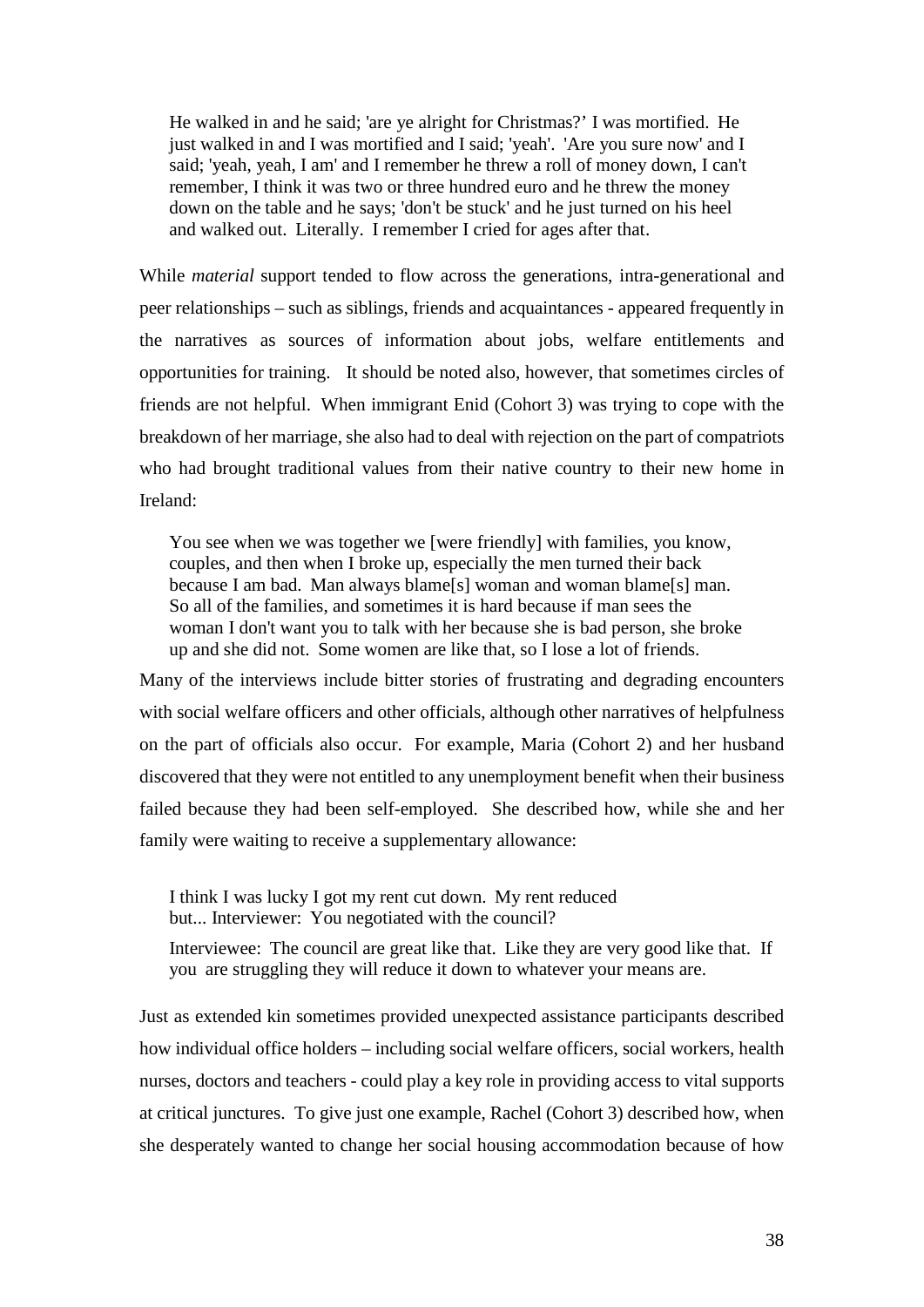> He walked in and he said; 'are ye alright for Christmas?' I was mortified. He just walked in and I was mortified and I said; 'yeah'. 'Are you sure now' and I said; 'yeah, yeah, I am' and I remember he threw a roll of money down, I can't remember, I think it was two or three hundred euro and he threw the money down on the table and he says; 'don't be stuck' and he just turned on his heel and walked out. Literally. I remember I cried for ages after that.

While *material* support tended to flow across the generations, intra-generational and peer relationships – such as siblings, friends and acquaintances - appeared frequently in the narratives as sources of information about jobs, welfare entitlements and opportunities for training. It should be noted also, however, that sometimes circles of friends are not helpful. When immigrant Enid (Cohort 3) was trying to cope with the breakdown of her marriage, she also had to deal with rejection on the part of compatriots who had brought traditional values from their native country to their new home in Ireland:

> You see when we was together we [were friendly] with families, you know, couples, and then when I broke up, especially the men turned their back because I am bad. Man always blame[s] woman and woman blame[s] man. So all of the families, and sometimes it is hard because if man sees the woman I don't want you to talk with her because she is bad person, she broke up and she did not. Some women are like that, so I lose a lot of friends.

Many of the interviews include bitter stories of frustrating and degrading encounters with social welfare officers and other officials, although other narratives of helpfulness on the part of officials also occur. For example, Maria (Cohort 2) and her husband discovered that they were not entitled to any unemployment benefit when their business failed because they had been self-employed. She described how, while she and her family were waiting to receive a supplementary allowance:

> I think I was lucky I got my rent cut down. My rent reduced but... Interviewer: You negotiated with the council?
>
> Interviewee: The council are great like that. Like they are very good like that. If you are struggling they will reduce it down to whatever your means are.

Just as extended kin sometimes provided unexpected assistance participants described how individual office holders – including social welfare officers, social workers, health nurses, doctors and teachers - could play a key role in providing access to vital supports at critical junctures. To give just one example, Rachel (Cohort 3) described how, when she desperately wanted to change her social housing accommodation because of how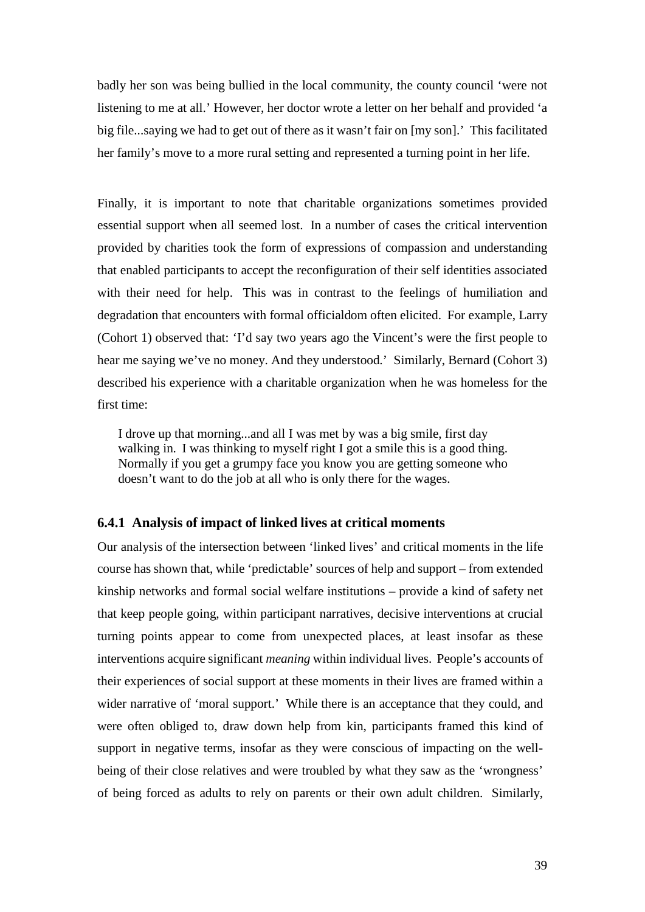badly her son was being bullied in the local community, the county council 'were not listening to me at all.' However, her doctor wrote a letter on her behalf and provided 'a big file...saying we had to get out of there as it wasn't fair on [my son].' This facilitated her family's move to a more rural setting and represented a turning point in her life.

Finally, it is important to note that charitable organizations sometimes provided essential support when all seemed lost. In a number of cases the critical intervention provided by charities took the form of expressions of compassion and understanding that enabled participants to accept the reconfiguration of their self identities associated with their need for help. This was in contrast to the feelings of humiliation and degradation that encounters with formal officialdom often elicited. For example, Larry (Cohort 1) observed that: 'I'd say two years ago the Vincent's were the first people to hear me saying we've no money. And they understood.' Similarly, Bernard (Cohort 3) described his experience with a charitable organization when he was homeless for the first time:

> I drove up that morning...and all I was met by was a big smile, first day walking in. I was thinking to myself right I got a smile this is a good thing. Normally if you get a grumpy face you know you are getting someone who doesn't want to do the job at all who is only there for the wages.

### 6.4.1 Analysis of impact of linked lives at critical moments

Our analysis of the intersection between 'linked lives' and critical moments in the life course has shown that, while 'predictable' sources of help and support – from extended kinship networks and formal social welfare institutions – provide a kind of safety net that keep people going, within participant narratives, decisive interventions at crucial turning points appear to come from unexpected places, at least insofar as these interventions acquire significant *meaning* within individual lives. People's accounts of their experiences of social support at these moments in their lives are framed within a wider narrative of 'moral support.' While there is an acceptance that they could, and were often obliged to, draw down help from kin, participants framed this kind of support in negative terms, insofar as they were conscious of impacting on the well-being of their close relatives and were troubled by what they saw as the 'wrongness' of being forced as adults to rely on parents or their own adult children. Similarly,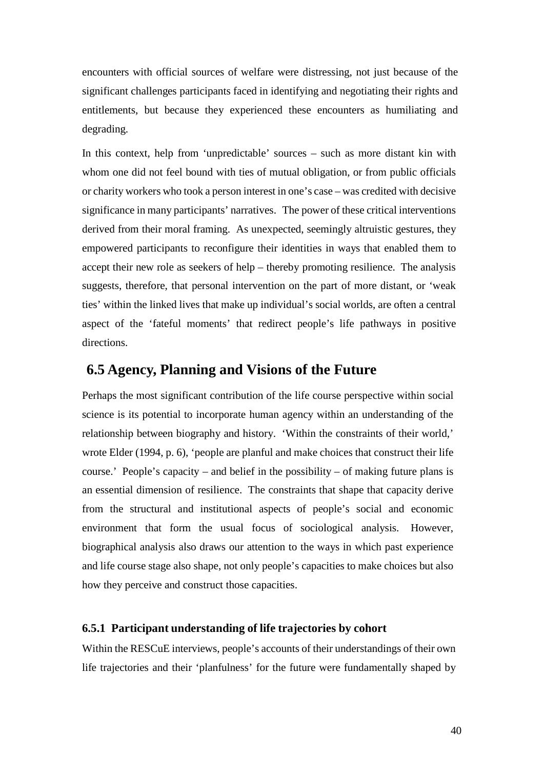encounters with official sources of welfare were distressing, not just because of the significant challenges participants faced in identifying and negotiating their rights and entitlements, but because they experienced these encounters as humiliating and degrading.

In this context, help from 'unpredictable' sources – such as more distant kin with whom one did not feel bound with ties of mutual obligation, or from public officials or charity workers who took a person interest in one's case – was credited with decisive significance in many participants' narratives. The power of these critical interventions derived from their moral framing. As unexpected, seemingly altruistic gestures, they empowered participants to reconfigure their identities in ways that enabled them to accept their new role as seekers of help – thereby promoting resilience. The analysis suggests, therefore, that personal intervention on the part of more distant, or 'weak ties' within the linked lives that make up individual's social worlds, are often a central aspect of the 'fateful moments' that redirect people's life pathways in positive directions.

## 6.5 Agency, Planning and Visions of the Future

Perhaps the most significant contribution of the life course perspective within social science is its potential to incorporate human agency within an understanding of the relationship between biography and history. 'Within the constraints of their world,' wrote Elder (1994, p. 6), 'people are planful and make choices that construct their life course.' People's capacity – and belief in the possibility – of making future plans is an essential dimension of resilience. The constraints that shape that capacity derive from the structural and institutional aspects of people's social and economic environment that form the usual focus of sociological analysis. However, biographical analysis also draws our attention to the ways in which past experience and life course stage also shape, not only people's capacities to make choices but also how they perceive and construct those capacities.

### 6.5.1 Participant understanding of life trajectories by cohort

Within the RESCuE interviews, people's accounts of their understandings of their own life trajectories and their 'planfulness' for the future were fundamentally shaped by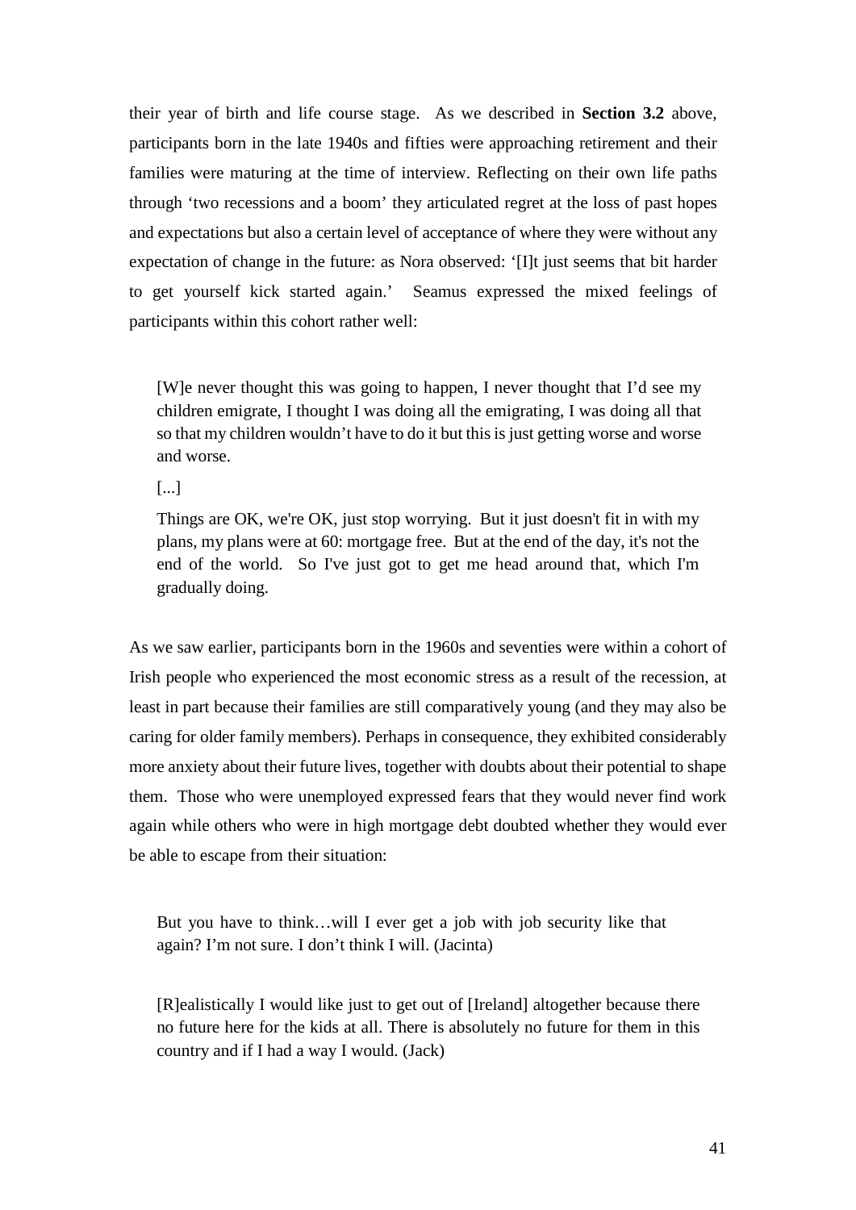their year of birth and life course stage. As we described in **Section 3.2** above, participants born in the late 1940s and fifties were approaching retirement and their families were maturing at the time of interview. Reflecting on their own life paths through 'two recessions and a boom' they articulated regret at the loss of past hopes and expectations but also a certain level of acceptance of where they were without any expectation of change in the future: as Nora observed: '[I]t just seems that bit harder to get yourself kick started again.' Seamus expressed the mixed feelings of participants within this cohort rather well:

> [W]e never thought this was going to happen, I never thought that I'd see my children emigrate, I thought I was doing all the emigrating, I was doing all that so that my children wouldn't have to do it but this is just getting worse and worse and worse.
>
> [...]
>
> Things are OK, we're OK, just stop worrying. But it just doesn't fit in with my plans, my plans were at 60: mortgage free. But at the end of the day, it's not the end of the world. So I've just got to get me head around that, which I'm gradually doing.

As we saw earlier, participants born in the 1960s and seventies were within a cohort of Irish people who experienced the most economic stress as a result of the recession, at least in part because their families are still comparatively young (and they may also be caring for older family members). Perhaps in consequence, they exhibited considerably more anxiety about their future lives, together with doubts about their potential to shape them. Those who were unemployed expressed fears that they would never find work again while others who were in high mortgage debt doubted whether they would ever be able to escape from their situation:

> But you have to think…will I ever get a job with job security like that again? I'm not sure. I don't think I will. (Jacinta)

> [R]ealistically I would like just to get out of [Ireland] altogether because there no future here for the kids at all. There is absolutely no future for them in this country and if I had a way I would. (Jack)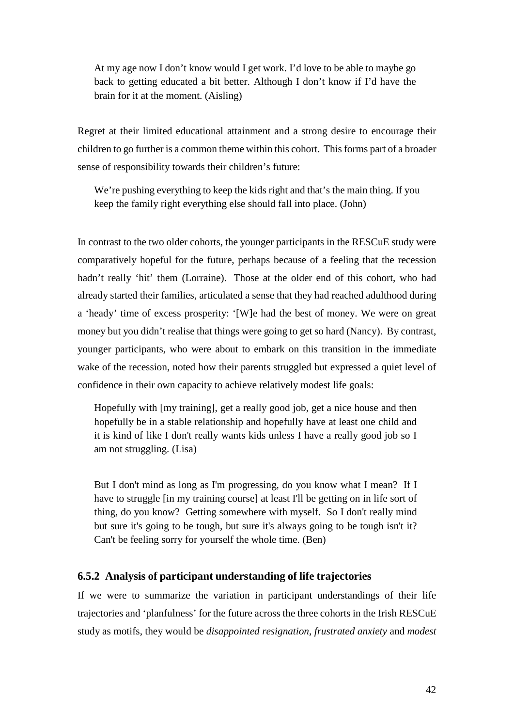> At my age now I don't know would I get work. I'd love to be able to maybe go back to getting educated a bit better. Although I don't know if I'd have the brain for it at the moment. (Aisling)

Regret at their limited educational attainment and a strong desire to encourage their children to go further is a common theme within this cohort. This forms part of a broader sense of responsibility towards their children's future:

> We're pushing everything to keep the kids right and that's the main thing. If you keep the family right everything else should fall into place. (John)

In contrast to the two older cohorts, the younger participants in the RESCuE study were comparatively hopeful for the future, perhaps because of a feeling that the recession hadn't really 'hit' them (Lorraine). Those at the older end of this cohort, who had already started their families, articulated a sense that they had reached adulthood during a 'heady' time of excess prosperity: '[W]e had the best of money. We were on great money but you didn't realise that things were going to get so hard (Nancy). By contrast, younger participants, who were about to embark on this transition in the immediate wake of the recession, noted how their parents struggled but expressed a quiet level of confidence in their own capacity to achieve relatively modest life goals:

> Hopefully with [my training], get a really good job, get a nice house and then hopefully be in a stable relationship and hopefully have at least one child and it is kind of like I don't really wants kids unless I have a really good job so I am not struggling. (Lisa)

> But I don't mind as long as I'm progressing, do you know what I mean? If I have to struggle [in my training course] at least I'll be getting on in life sort of thing, do you know? Getting somewhere with myself. So I don't really mind but sure it's going to be tough, but sure it's always going to be tough isn't it? Can't be feeling sorry for yourself the whole time. (Ben)

### 6.5.2 Analysis of participant understanding of life trajectories

If we were to summarize the variation in participant understandings of their life trajectories and 'planfulness' for the future across the three cohorts in the Irish RESCuE study as motifs, they would be *disappointed resignation*, *frustrated anxiety* and *modest*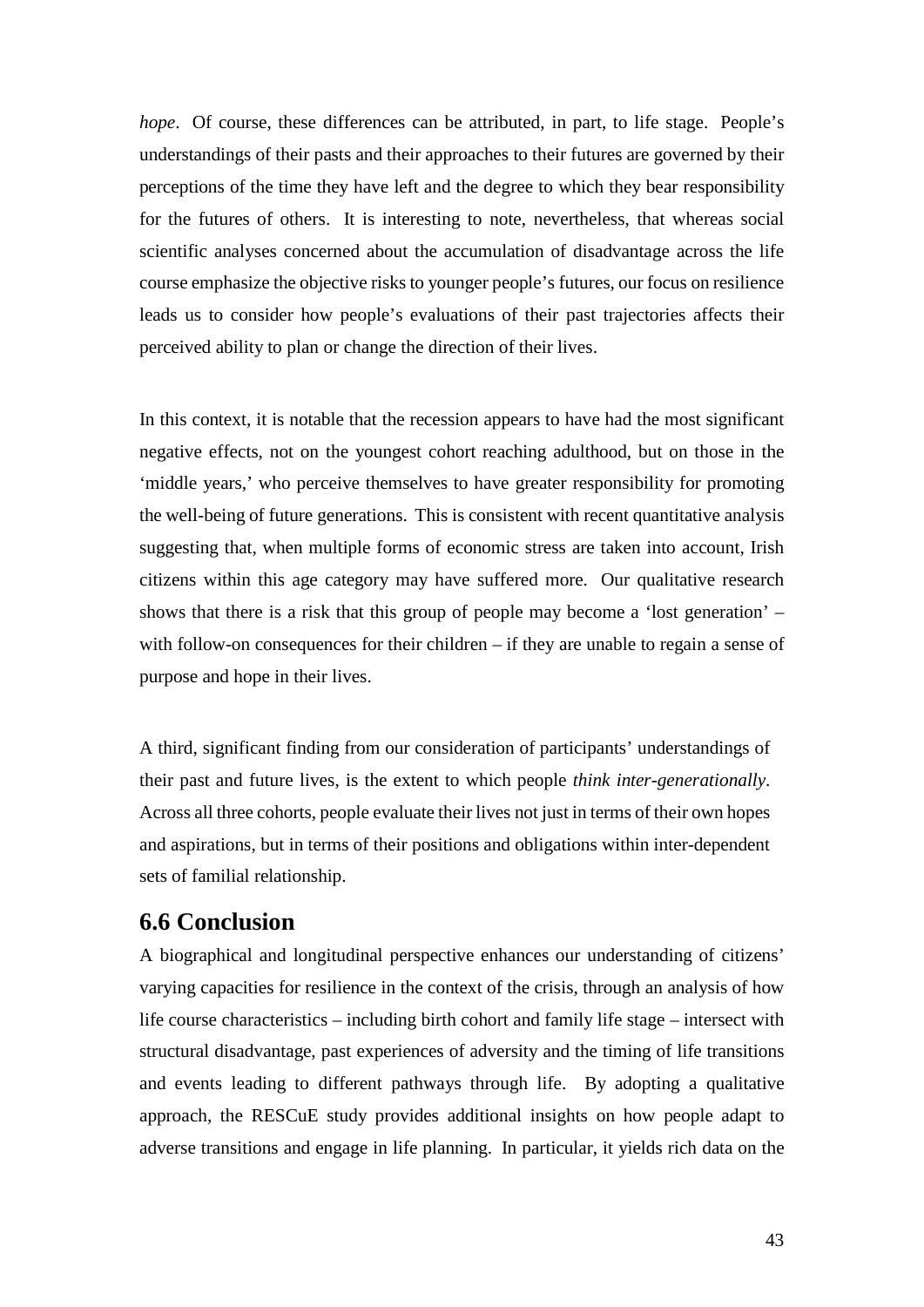*hope*. Of course, these differences can be attributed, in part, to life stage. People's understandings of their pasts and their approaches to their futures are governed by their perceptions of the time they have left and the degree to which they bear responsibility for the futures of others. It is interesting to note, nevertheless, that whereas social scientific analyses concerned about the accumulation of disadvantage across the life course emphasize the objective risks to younger people's futures, our focus on resilience leads us to consider how people's evaluations of their past trajectories affects their perceived ability to plan or change the direction of their lives.

In this context, it is notable that the recession appears to have had the most significant negative effects, not on the youngest cohort reaching adulthood, but on those in the 'middle years,' who perceive themselves to have greater responsibility for promoting the well-being of future generations. This is consistent with recent quantitative analysis suggesting that, when multiple forms of economic stress are taken into account, Irish citizens within this age category may have suffered more. Our qualitative research shows that there is a risk that this group of people may become a 'lost generation' – with follow-on consequences for their children – if they are unable to regain a sense of purpose and hope in their lives.

A third, significant finding from our consideration of participants' understandings of their past and future lives, is the extent to which people *think inter-generationally*. Across all three cohorts, people evaluate their lives not just in terms of their own hopes and aspirations, but in terms of their positions and obligations within inter-dependent sets of familial relationship.

## 6.6 Conclusion

A biographical and longitudinal perspective enhances our understanding of citizens' varying capacities for resilience in the context of the crisis, through an analysis of how life course characteristics – including birth cohort and family life stage – intersect with structural disadvantage, past experiences of adversity and the timing of life transitions and events leading to different pathways through life. By adopting a qualitative approach, the RESCuE study provides additional insights on how people adapt to adverse transitions and engage in life planning. In particular, it yields rich data on the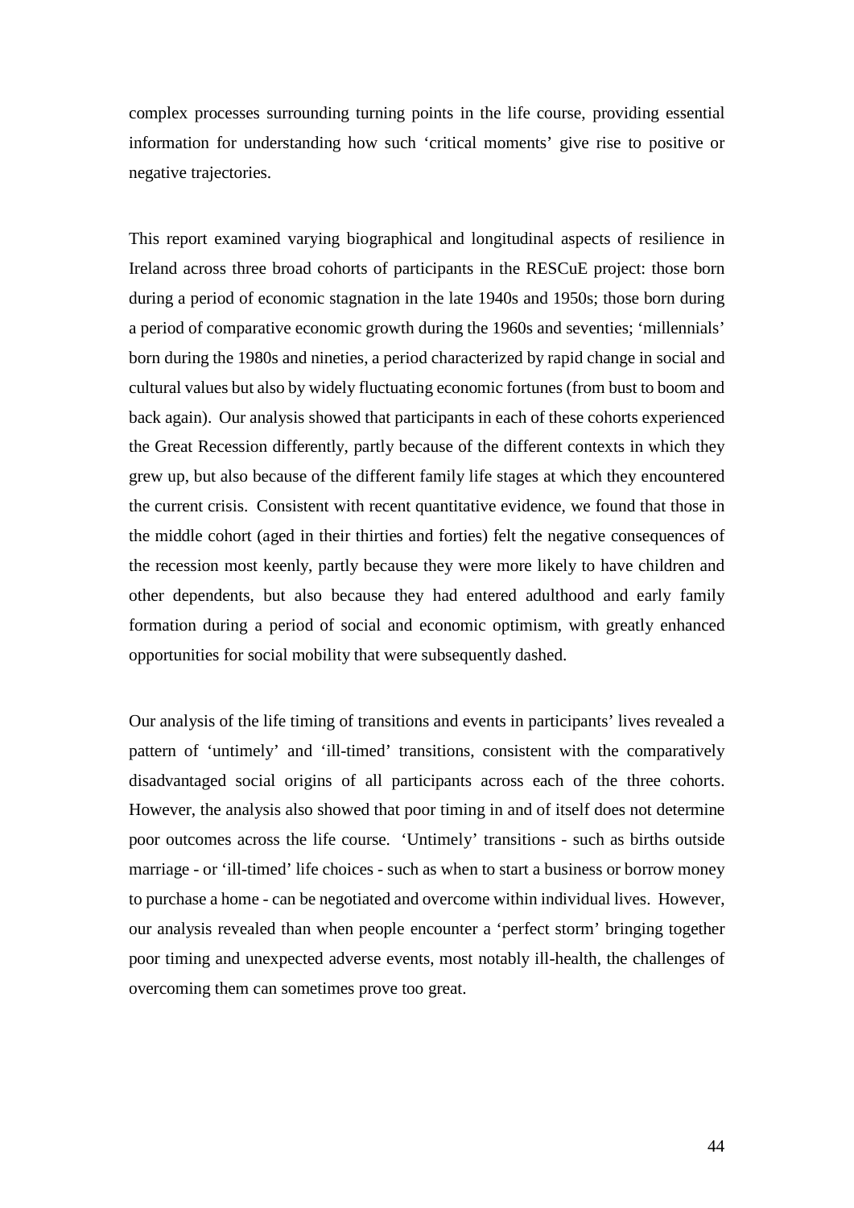complex processes surrounding turning points in the life course, providing essential information for understanding how such 'critical moments' give rise to positive or negative trajectories.

This report examined varying biographical and longitudinal aspects of resilience in Ireland across three broad cohorts of participants in the RESCuE project: those born during a period of economic stagnation in the late 1940s and 1950s; those born during a period of comparative economic growth during the 1960s and seventies; 'millennials' born during the 1980s and nineties, a period characterized by rapid change in social and cultural values but also by widely fluctuating economic fortunes (from bust to boom and back again). Our analysis showed that participants in each of these cohorts experienced the Great Recession differently, partly because of the different contexts in which they grew up, but also because of the different family life stages at which they encountered the current crisis. Consistent with recent quantitative evidence, we found that those in the middle cohort (aged in their thirties and forties) felt the negative consequences of the recession most keenly, partly because they were more likely to have children and other dependents, but also because they had entered adulthood and early family formation during a period of social and economic optimism, with greatly enhanced opportunities for social mobility that were subsequently dashed.

Our analysis of the life timing of transitions and events in participants' lives revealed a pattern of 'untimely' and 'ill-timed' transitions, consistent with the comparatively disadvantaged social origins of all participants across each of the three cohorts. However, the analysis also showed that poor timing in and of itself does not determine poor outcomes across the life course. 'Untimely' transitions - such as births outside marriage - or 'ill-timed' life choices - such as when to start a business or borrow money to purchase a home - can be negotiated and overcome within individual lives. However, our analysis revealed than when people encounter a 'perfect storm' bringing together poor timing and unexpected adverse events, most notably ill-health, the challenges of overcoming them can sometimes prove too great.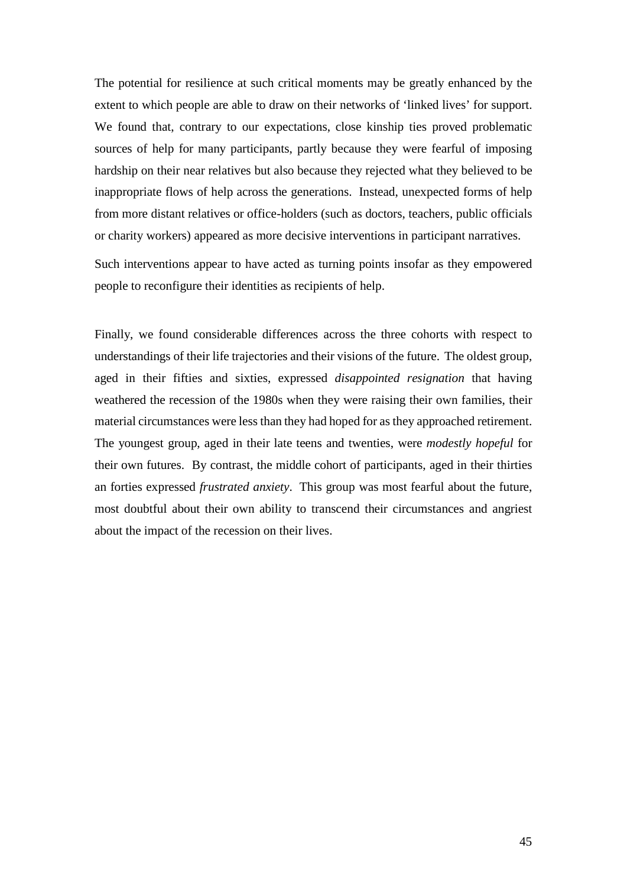The potential for resilience at such critical moments may be greatly enhanced by the extent to which people are able to draw on their networks of 'linked lives' for support. We found that, contrary to our expectations, close kinship ties proved problematic sources of help for many participants, partly because they were fearful of imposing hardship on their near relatives but also because they rejected what they believed to be inappropriate flows of help across the generations. Instead, unexpected forms of help from more distant relatives or office-holders (such as doctors, teachers, public officials or charity workers) appeared as more decisive interventions in participant narratives.

Such interventions appear to have acted as turning points insofar as they empowered people to reconfigure their identities as recipients of help.

Finally, we found considerable differences across the three cohorts with respect to understandings of their life trajectories and their visions of the future. The oldest group, aged in their fifties and sixties, expressed *disappointed resignation* that having weathered the recession of the 1980s when they were raising their own families, their material circumstances were less than they had hoped for as they approached retirement. The youngest group, aged in their late teens and twenties, were *modestly hopeful* for their own futures. By contrast, the middle cohort of participants, aged in their thirties an forties expressed *frustrated anxiety*. This group was most fearful about the future, most doubtful about their own ability to transcend their circumstances and angriest about the impact of the recession on their lives.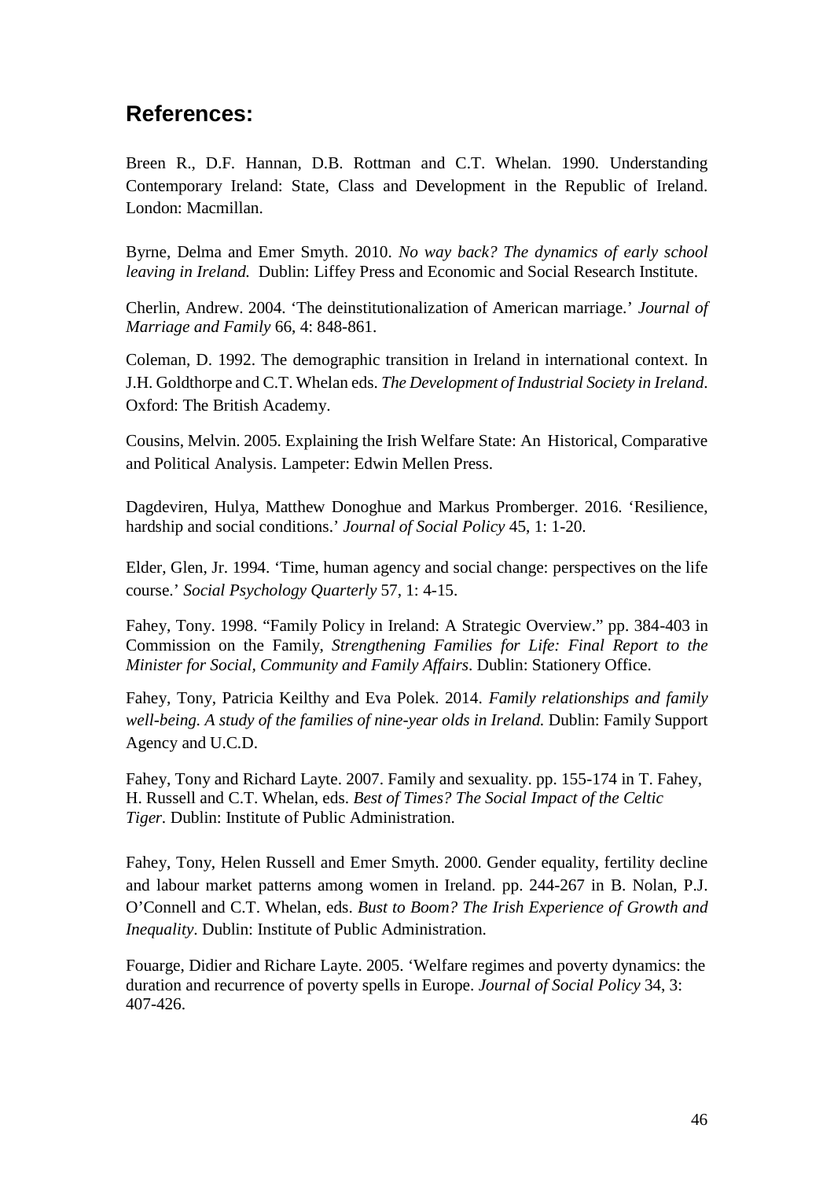## References:

Breen R., D.F. Hannan, D.B. Rottman and C.T. Whelan. 1990. Understanding Contemporary Ireland: State, Class and Development in the Republic of Ireland. London: Macmillan.

Byrne, Delma and Emer Smyth. 2010. *No way back? The dynamics of early school leaving in Ireland.* Dublin: Liffey Press and Economic and Social Research Institute.

Cherlin, Andrew. 2004. 'The deinstitutionalization of American marriage.' *Journal of Marriage and Family* 66, 4: 848-861.

Coleman, D. 1992. The demographic transition in Ireland in international context. In J.H. Goldthorpe and C.T. Whelan eds. *The Development of Industrial Society in Ireland*. Oxford: The British Academy.

Cousins, Melvin. 2005. Explaining the Irish Welfare State: An Historical, Comparative and Political Analysis. Lampeter: Edwin Mellen Press.

Dagdeviren, Hulya, Matthew Donoghue and Markus Promberger. 2016. 'Resilience, hardship and social conditions.' *Journal of Social Policy* 45, 1: 1-20.

Elder, Glen, Jr. 1994. 'Time, human agency and social change: perspectives on the life course.' *Social Psychology Quarterly* 57, 1: 4-15.

Fahey, Tony. 1998. "Family Policy in Ireland: A Strategic Overview." pp. 384-403 in Commission on the Family, *Strengthening Families for Life: Final Report to the Minister for Social, Community and Family Affairs*. Dublin: Stationery Office.

Fahey, Tony, Patricia Keilthy and Eva Polek. 2014. *Family relationships and family well-being. A study of the families of nine-year olds in Ireland.* Dublin: Family Support Agency and U.C.D.

Fahey, Tony and Richard Layte. 2007. Family and sexuality. pp. 155-174 in T. Fahey, H. Russell and C.T. Whelan, eds. *Best of Times? The Social Impact of the Celtic Tiger*. Dublin: Institute of Public Administration.

Fahey, Tony, Helen Russell and Emer Smyth. 2000. Gender equality, fertility decline and labour market patterns among women in Ireland. pp. 244-267 in B. Nolan, P.J. O'Connell and C.T. Whelan, eds. *Bust to Boom? The Irish Experience of Growth and Inequality*. Dublin: Institute of Public Administration.

Fouarge, Didier and Richare Layte. 2005. 'Welfare regimes and poverty dynamics: the duration and recurrence of poverty spells in Europe. *Journal of Social Policy* 34, 3: 407-426.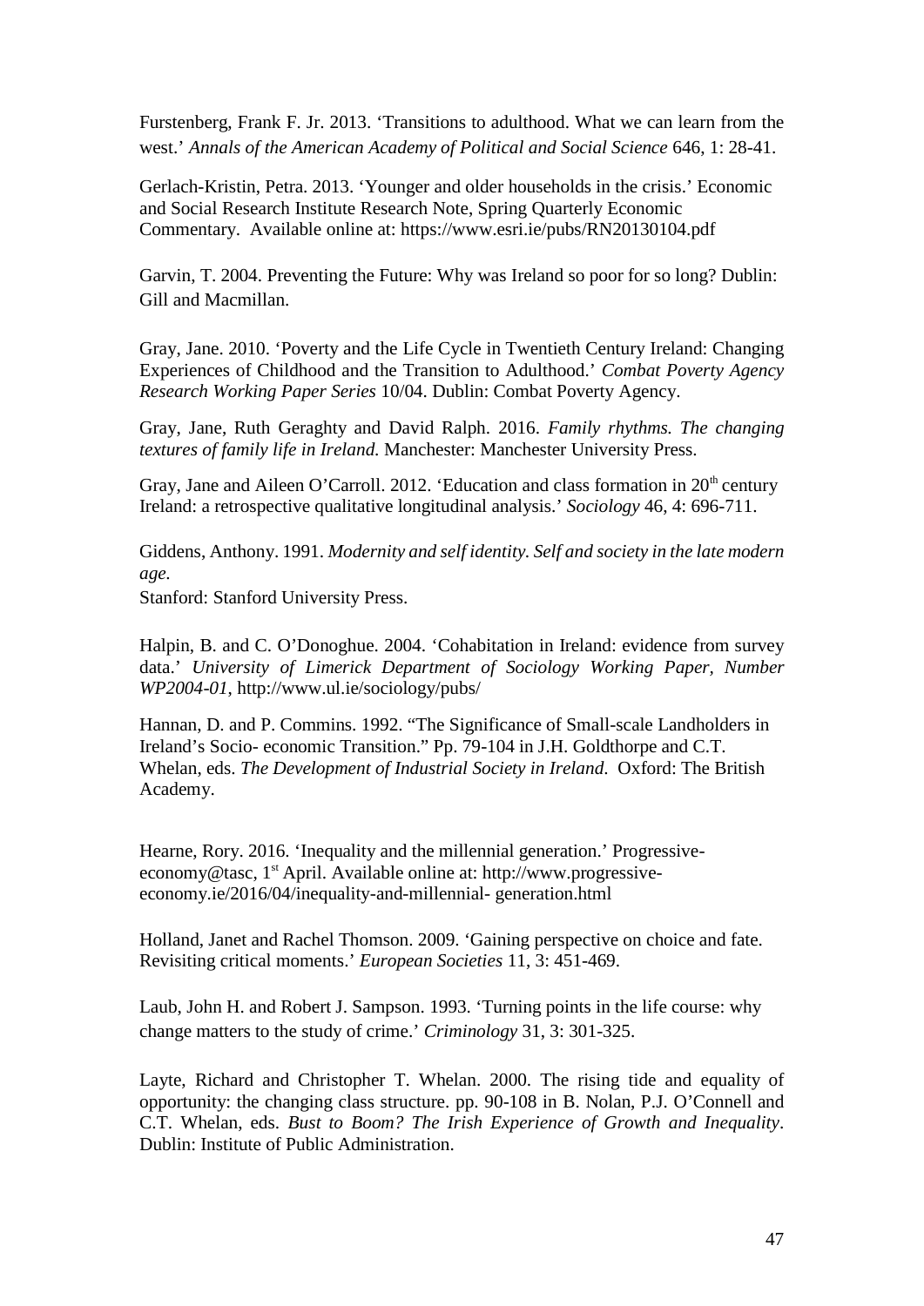Furstenberg, Frank F. Jr. 2013. 'Transitions to adulthood. What we can learn from the west.' *Annals of the American Academy of Political and Social Science* 646, 1: 28-41.

Gerlach-Kristin, Petra. 2013. 'Younger and older households in the crisis.' Economic and Social Research Institute Research Note, Spring Quarterly Economic Commentary. Available online at: https://www.esri.ie/pubs/RN20130104.pdf

Garvin, T. 2004. Preventing the Future: Why was Ireland so poor for so long? Dublin: Gill and Macmillan.

Gray, Jane. 2010. 'Poverty and the Life Cycle in Twentieth Century Ireland: Changing Experiences of Childhood and the Transition to Adulthood.' *Combat Poverty Agency Research Working Paper Series* 10/04. Dublin: Combat Poverty Agency.

Gray, Jane, Ruth Geraghty and David Ralph. 2016. *Family rhythms. The changing textures of family life in Ireland.* Manchester: Manchester University Press.

Gray, Jane and Aileen O'Carroll. 2012. 'Education and class formation in 20th century Ireland: a retrospective qualitative longitudinal analysis.' *Sociology* 46, 4: 696-711.

Giddens, Anthony. 1991. *Modernity and self identity. Self and society in the late modern age.*
Stanford: Stanford University Press.

Halpin, B. and C. O'Donoghue. 2004. 'Cohabitation in Ireland: evidence from survey data.' *University of Limerick Department of Sociology Working Paper, Number WP2004-01*, http://www.ul.ie/sociology/pubs/

Hannan, D. and P. Commins. 1992. "The Significance of Small-scale Landholders in Ireland's Socio- economic Transition." Pp. 79-104 in J.H. Goldthorpe and C.T. Whelan, eds. *The Development of Industrial Society in Ireland.* Oxford: The British Academy.

Hearne, Rory. 2016. 'Inequality and the millennial generation.' Progressive-economy@tasc, 1st April. Available online at: http://www.progressive-economy.ie/2016/04/inequality-and-millennial- generation.html

Holland, Janet and Rachel Thomson. 2009. 'Gaining perspective on choice and fate. Revisiting critical moments.' *European Societies* 11, 3: 451-469.

Laub, John H. and Robert J. Sampson. 1993. 'Turning points in the life course: why change matters to the study of crime.' *Criminology* 31, 3: 301-325.

Layte, Richard and Christopher T. Whelan. 2000. The rising tide and equality of opportunity: the changing class structure. pp. 90-108 in B. Nolan, P.J. O'Connell and C.T. Whelan, eds. *Bust to Boom? The Irish Experience of Growth and Inequality*. Dublin: Institute of Public Administration.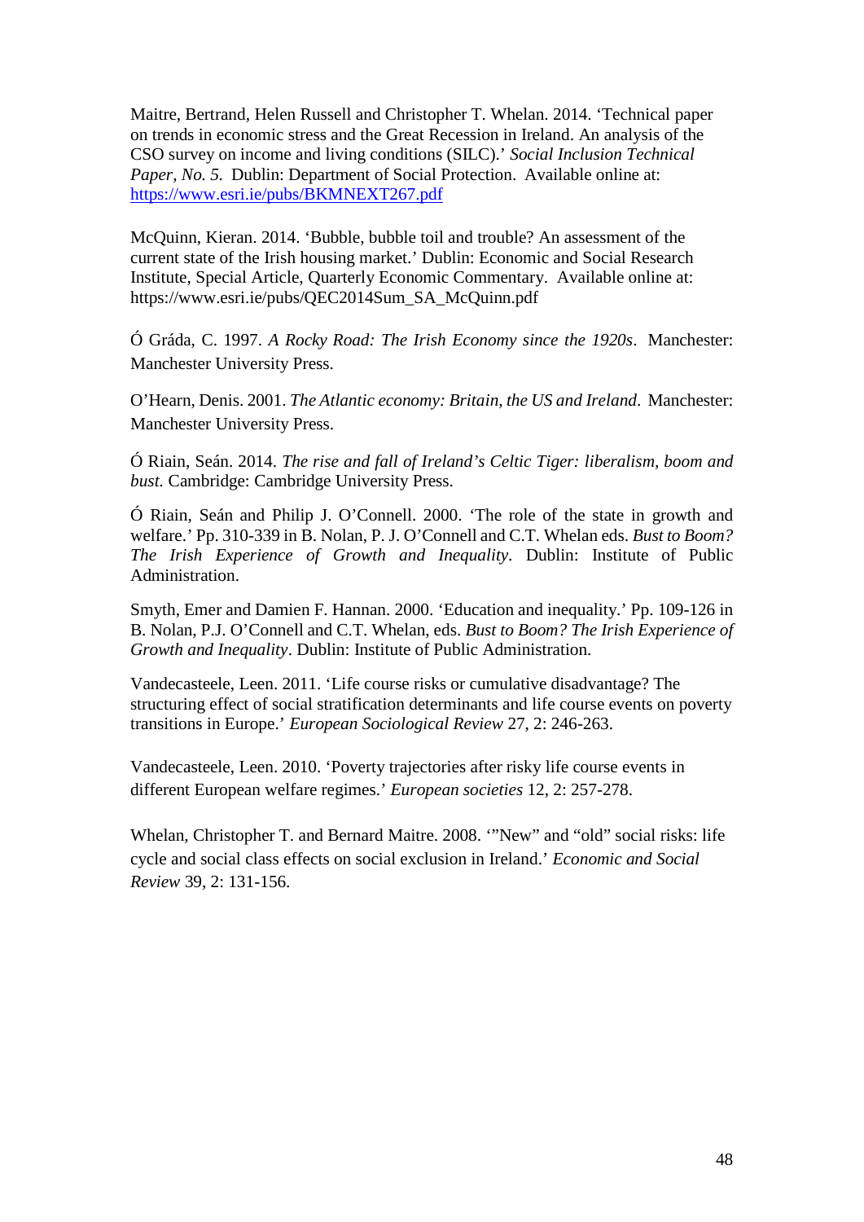Maitre, Bertrand, Helen Russell and Christopher T. Whelan. 2014. 'Technical paper on trends in economic stress and the Great Recession in Ireland. An analysis of the CSO survey on income and living conditions (SILC).' *Social Inclusion Technical Paper, No. 5.* Dublin: Department of Social Protection. Available online at: https://www.esri.ie/pubs/BKMNEXT267.pdf

McQuinn, Kieran. 2014. 'Bubble, bubble toil and trouble? An assessment of the current state of the Irish housing market.' Dublin: Economic and Social Research Institute, Special Article, Quarterly Economic Commentary. Available online at: https://www.esri.ie/pubs/QEC2014Sum_SA_McQuinn.pdf

Ó Gráda, C. 1997. *A Rocky Road: The Irish Economy since the 1920s*. Manchester: Manchester University Press.

O'Hearn, Denis. 2001. *The Atlantic economy: Britain, the US and Ireland*. Manchester: Manchester University Press.

Ó Riain, Seán. 2014. *The rise and fall of Ireland's Celtic Tiger: liberalism, boom and bust.* Cambridge: Cambridge University Press.

Ó Riain, Seán and Philip J. O'Connell. 2000. 'The role of the state in growth and welfare.' Pp. 310-339 in B. Nolan, P. J. O'Connell and C.T. Whelan eds. *Bust to Boom? The Irish Experience of Growth and Inequality*. Dublin: Institute of Public Administration.

Smyth, Emer and Damien F. Hannan. 2000. 'Education and inequality.' Pp. 109-126 in B. Nolan, P.J. O'Connell and C.T. Whelan, eds. *Bust to Boom? The Irish Experience of Growth and Inequality*. Dublin: Institute of Public Administration.

Vandecasteele, Leen. 2011. 'Life course risks or cumulative disadvantage? The structuring effect of social stratification determinants and life course events on poverty transitions in Europe.' *European Sociological Review* 27, 2: 246-263.

Vandecasteele, Leen. 2010. 'Poverty trajectories after risky life course events in different European welfare regimes.' *European societies* 12, 2: 257-278.

Whelan, Christopher T. and Bernard Maitre. 2008. '"New" and "old" social risks: life cycle and social class effects on social exclusion in Ireland.' *Economic and Social Review* 39, 2: 131-156.